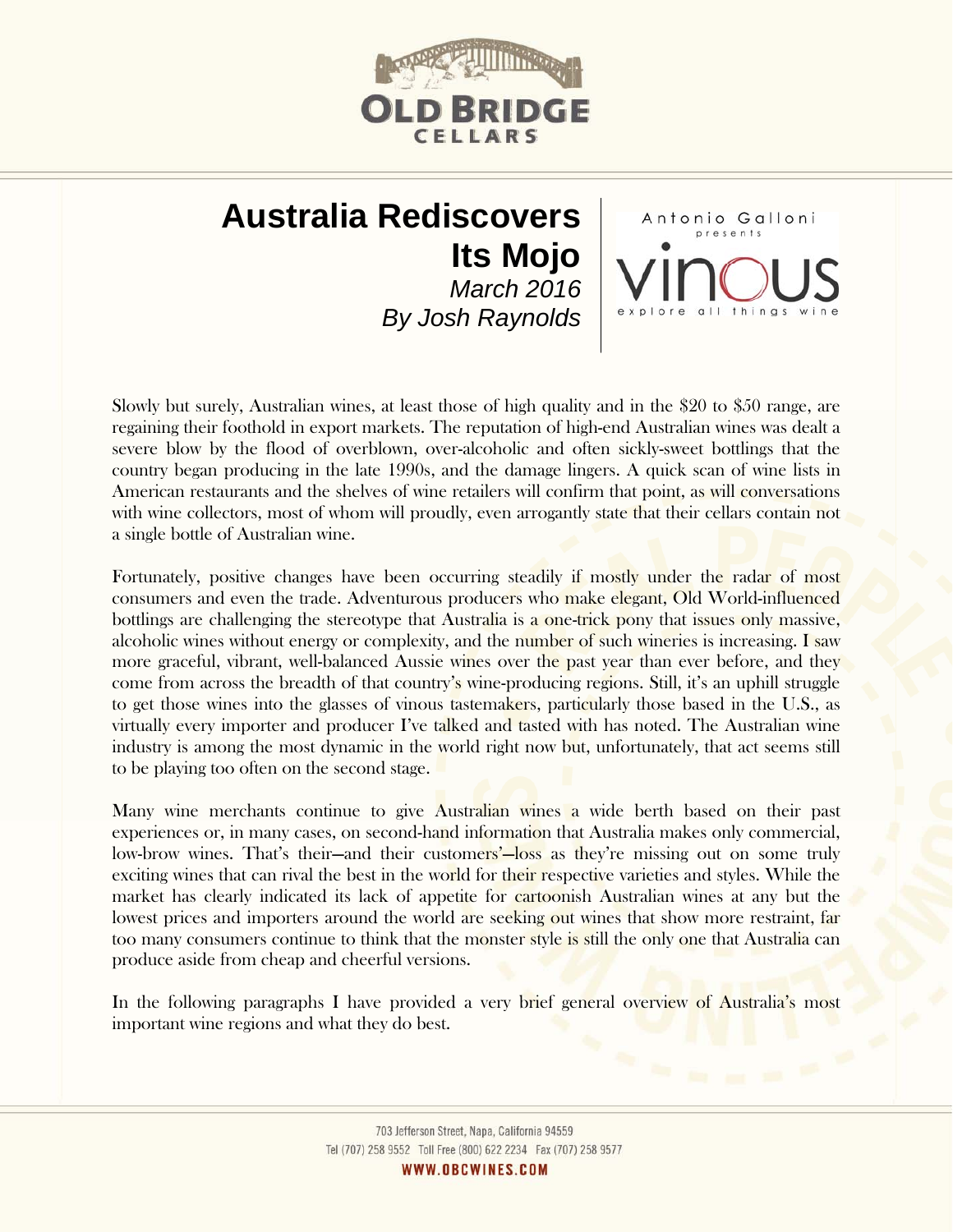# Australia Rediscovers Its Mojo

*March 2016*

*By Josh Raynolds*

Antonio Galloni presents vinous — explore all things wine

Slowly but surely, Australian wines, at least those of high quality and in the $20 to $50 range, are regaining their foothold in export markets. The reputation of high-end Australian wines was dealt a severe blow by the flood of overblown, over-alcoholic and often sickly-sweet bottlings that the country began producing in the late 1990s, and the damage lingers. A quick scan of wine lists in American restaurants and the shelves of wine retailers will confirm that point, as will conversations with wine collectors, most of whom will proudly, even arrogantly state that their cellars contain not a single bottle of Australian wine.

Fortunately, positive changes have been occurring steadily if mostly under the radar of most consumers and even the trade. Adventurous producers who make elegant, Old World-influenced bottlings are challenging the stereotype that Australia is a one-trick pony that issues only massive, alcoholic wines without energy or complexity, and the number of such wineries is increasing. I saw more graceful, vibrant, well-balanced Aussie wines over the past year than ever before, and they come from across the breadth of that country's wine-producing regions. Still, it's an uphill struggle to get those wines into the glasses of vinous tastemakers, particularly those based in the U.S., as virtually every importer and producer I've talked and tasted with has noted. The Australian wine industry is among the most dynamic in the world right now but, unfortunately, that act seems still to be playing too often on the second stage.

Many wine merchants continue to give Australian wines a wide berth based on their past experiences or, in many cases, on second-hand information that Australia makes only commercial, low-brow wines. That's their—and their customers'—loss as they're missing out on some truly exciting wines that can rival the best in the world for their respective varieties and styles. While the market has clearly indicated its lack of appetite for cartoonish Australian wines at any but the lowest prices and importers around the world are seeking out wines that show more restraint, far too many consumers continue to think that the monster style is still the only one that Australia can produce aside from cheap and cheerful versions.

In the following paragraphs I have provided a very brief general overview of Australia's most important wine regions and what they do best.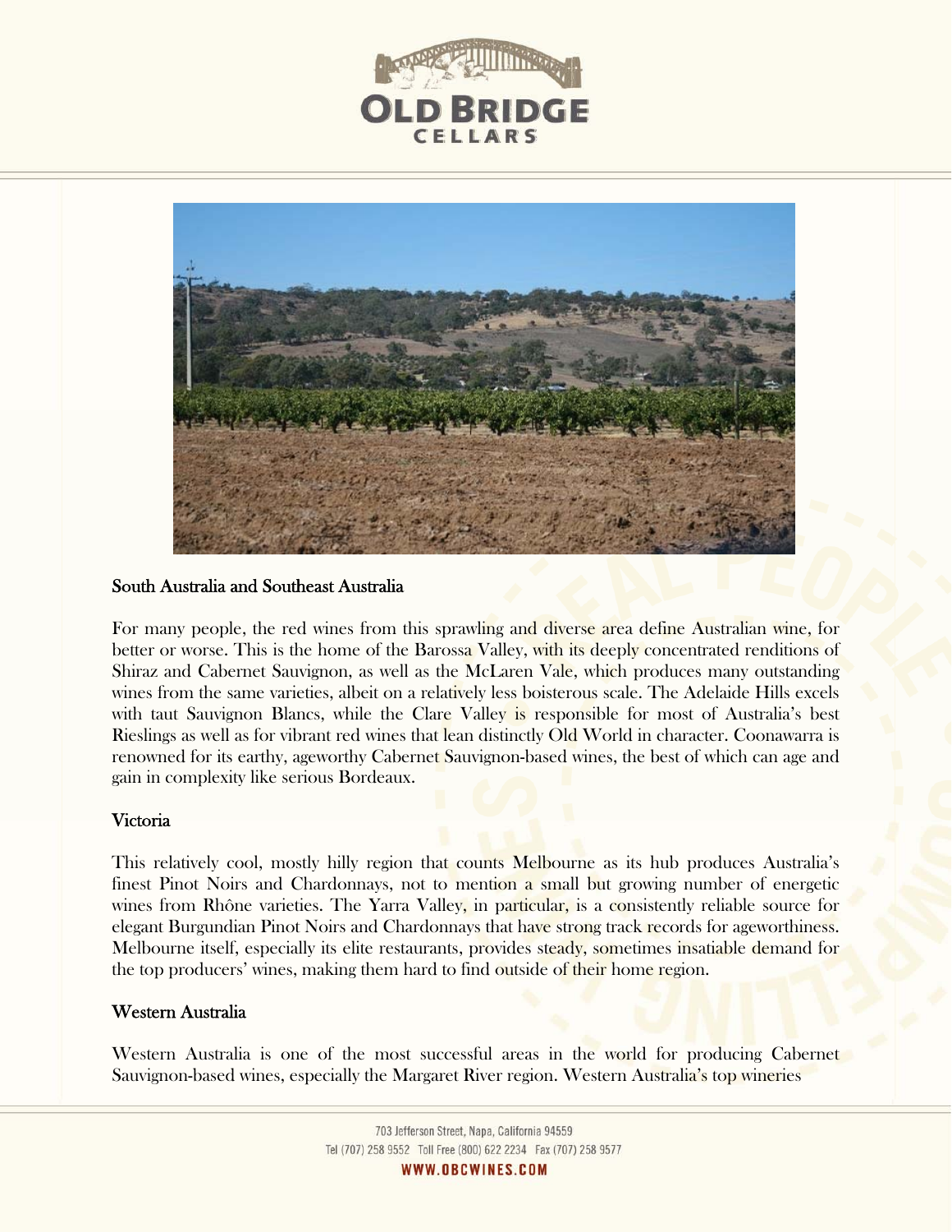## South Australia and Southeast Australia

For many people, the red wines from this sprawling and diverse area define Australian wine, for better or worse. This is the home of the Barossa Valley, with its deeply concentrated renditions of Shiraz and Cabernet Sauvignon, as well as the McLaren Vale, which produces many outstanding wines from the same varieties, albeit on a relatively less boisterous scale. The Adelaide Hills excels with taut Sauvignon Blancs, while the Clare Valley is responsible for most of Australia's best Rieslings as well as for vibrant red wines that lean distinctly Old World in character. Coonawarra is renowned for its earthy, ageworthy Cabernet Sauvignon-based wines, the best of which can age and gain in complexity like serious Bordeaux.

## Victoria

This relatively cool, mostly hilly region that counts Melbourne as its hub produces Australia's finest Pinot Noirs and Chardonnays, not to mention a small but growing number of energetic wines from Rhône varieties. The Yarra Valley, in particular, is a consistently reliable source for elegant Burgundian Pinot Noirs and Chardonnays that have strong track records for ageworthiness. Melbourne itself, especially its elite restaurants, provides steady, sometimes insatiable demand for the top producers' wines, making them hard to find outside of their home region.

## Western Australia

Western Australia is one of the most successful areas in the world for producing Cabernet Sauvignon-based wines, especially the Margaret River region. Western Australia's top wineries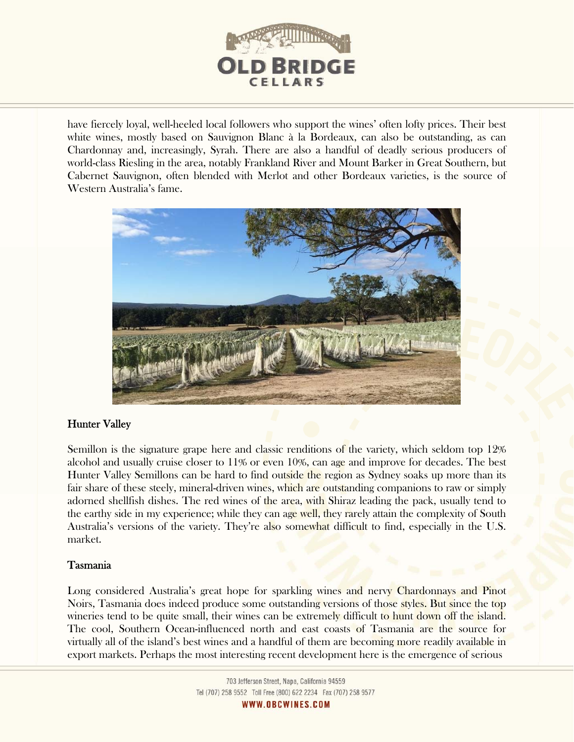have fiercely loyal, well-heeled local followers who support the wines' often lofty prices. Their best white wines, mostly based on Sauvignon Blanc à la Bordeaux, can also be outstanding, as can Chardonnay and, increasingly, Syrah. There are also a handful of deadly serious producers of world-class Riesling in the area, notably Frankland River and Mount Barker in Great Southern, but Cabernet Sauvignon, often blended with Merlot and other Bordeaux varieties, is the source of Western Australia's fame.

## Hunter Valley

Semillon is the signature grape here and classic renditions of the variety, which seldom top 12% alcohol and usually cruise closer to 11% or even 10%, can age and improve for decades. The best Hunter Valley Semillons can be hard to find outside the region as Sydney soaks up more than its fair share of these steely, mineral-driven wines, which are outstanding companions to raw or simply adorned shellfish dishes. The red wines of the area, with Shiraz leading the pack, usually tend to the earthy side in my experience; while they can age well, they rarely attain the complexity of South Australia's versions of the variety. They're also somewhat difficult to find, especially in the U.S. market.

## Tasmania

Long considered Australia's great hope for sparkling wines and nervy Chardonnays and Pinot Noirs, Tasmania does indeed produce some outstanding versions of those styles. But since the top wineries tend to be quite small, their wines can be extremely difficult to hunt down off the island. The cool, Southern Ocean-influenced north and east coasts of Tasmania are the source for virtually all of the island's best wines and a handful of them are becoming more readily available in export markets. Perhaps the most interesting recent development here is the emergence of serious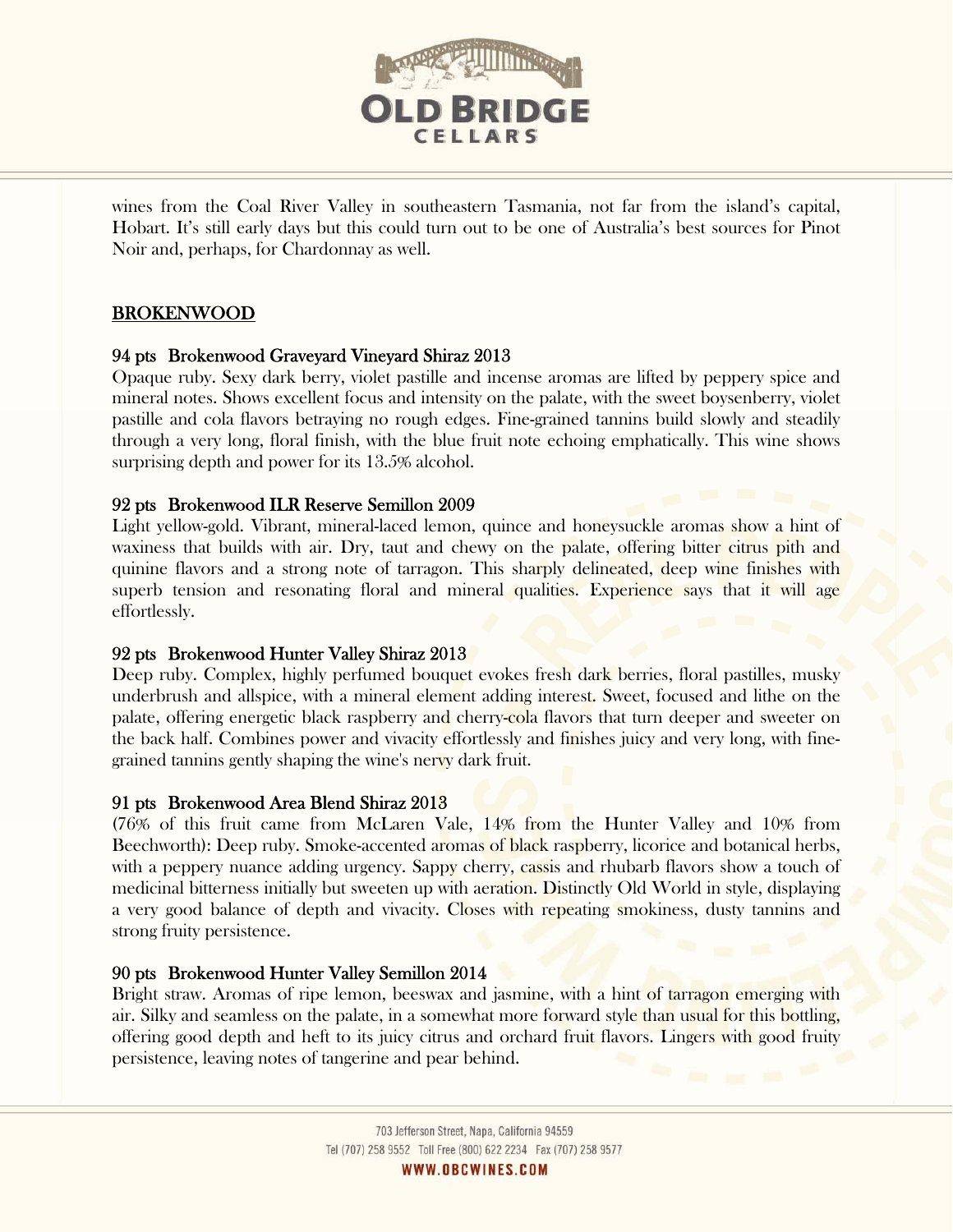wines from the Coal River Valley in southeastern Tasmania, not far from the island's capital, Hobart. It's still early days but this could turn out to be one of Australia's best sources for Pinot Noir and, perhaps, for Chardonnay as well.

## BROKENWOOD

### 94 pts Brokenwood Graveyard Vineyard Shiraz 2013

Opaque ruby. Sexy dark berry, violet pastille and incense aromas are lifted by peppery spice and mineral notes. Shows excellent focus and intensity on the palate, with the sweet boysenberry, violet pastille and cola flavors betraying no rough edges. Fine-grained tannins build slowly and steadily through a very long, floral finish, with the blue fruit note echoing emphatically. This wine shows surprising depth and power for its 13.5% alcohol.

### 92 pts Brokenwood ILR Reserve Semillon 2009

Light yellow-gold. Vibrant, mineral-laced lemon, quince and honeysuckle aromas show a hint of waxiness that builds with air. Dry, taut and chewy on the palate, offering bitter citrus pith and quinine flavors and a strong note of tarragon. This sharply delineated, deep wine finishes with superb tension and resonating floral and mineral qualities. Experience says that it will age effortlessly.

### 92 pts Brokenwood Hunter Valley Shiraz 2013

Deep ruby. Complex, highly perfumed bouquet evokes fresh dark berries, floral pastilles, musky underbrush and allspice, with a mineral element adding interest. Sweet, focused and lithe on the palate, offering energetic black raspberry and cherry-cola flavors that turn deeper and sweeter on the back half. Combines power and vivacity effortlessly and finishes juicy and very long, with fine-grained tannins gently shaping the wine's nervy dark fruit.

### 91 pts Brokenwood Area Blend Shiraz 2013

(76% of this fruit came from McLaren Vale, 14% from the Hunter Valley and 10% from Beechworth): Deep ruby. Smoke-accented aromas of black raspberry, licorice and botanical herbs, with a peppery nuance adding urgency. Sappy cherry, cassis and rhubarb flavors show a touch of medicinal bitterness initially but sweeten up with aeration. Distinctly Old World in style, displaying a very good balance of depth and vivacity. Closes with repeating smokiness, dusty tannins and strong fruity persistence.

### 90 pts Brokenwood Hunter Valley Semillon 2014

Bright straw. Aromas of ripe lemon, beeswax and jasmine, with a hint of tarragon emerging with air. Silky and seamless on the palate, in a somewhat more forward style than usual for this bottling, offering good depth and heft to its juicy citrus and orchard fruit flavors. Lingers with good fruity persistence, leaving notes of tangerine and pear behind.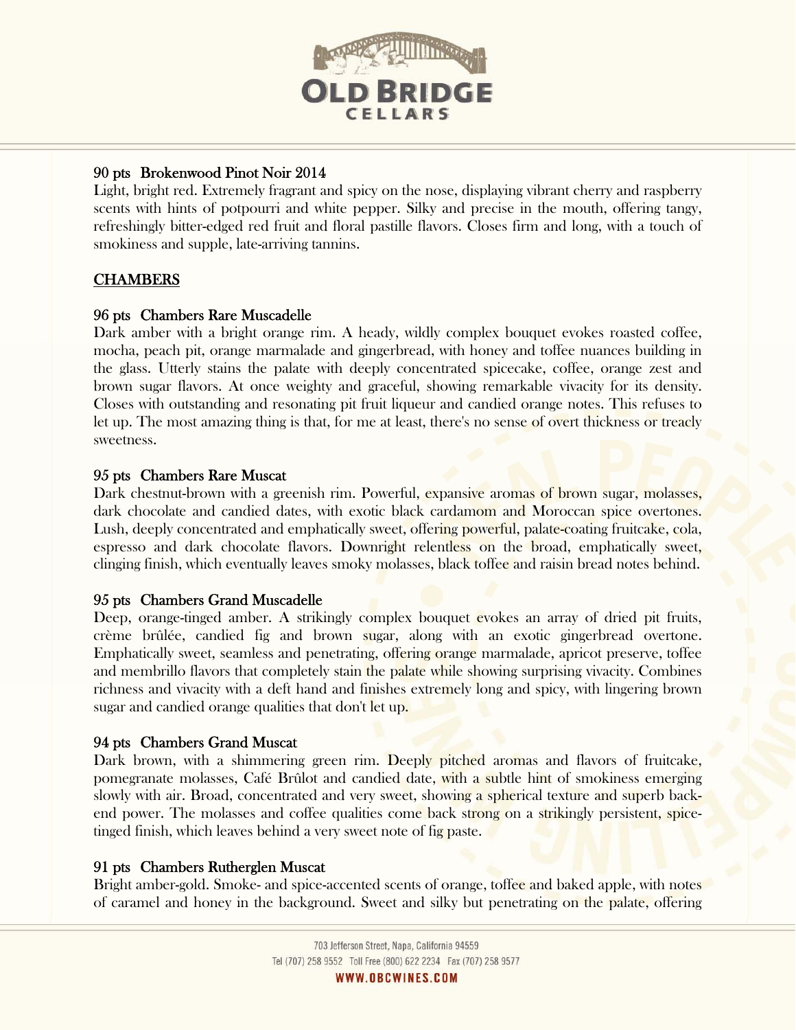### 90 pts Brokenwood Pinot Noir 2014

Light, bright red. Extremely fragrant and spicy on the nose, displaying vibrant cherry and raspberry scents with hints of potpourri and white pepper. Silky and precise in the mouth, offering tangy, refreshingly bitter-edged red fruit and floral pastille flavors. Closes firm and long, with a touch of smokiness and supple, late-arriving tannins.

## CHAMBERS

### 96 pts Chambers Rare Muscadelle

Dark amber with a bright orange rim. A heady, wildly complex bouquet evokes roasted coffee, mocha, peach pit, orange marmalade and gingerbread, with honey and toffee nuances building in the glass. Utterly stains the palate with deeply concentrated spicecake, coffee, orange zest and brown sugar flavors. At once weighty and graceful, showing remarkable vivacity for its density. Closes with outstanding and resonating pit fruit liqueur and candied orange notes. This refuses to let up. The most amazing thing is that, for me at least, there's no sense of overt thickness or treacly sweetness.

### 95 pts Chambers Rare Muscat

Dark chestnut-brown with a greenish rim. Powerful, expansive aromas of brown sugar, molasses, dark chocolate and candied dates, with exotic black cardamom and Moroccan spice overtones. Lush, deeply concentrated and emphatically sweet, offering powerful, palate-coating fruitcake, cola, espresso and dark chocolate flavors. Downright relentless on the broad, emphatically sweet, clinging finish, which eventually leaves smoky molasses, black toffee and raisin bread notes behind.

### 95 pts Chambers Grand Muscadelle

Deep, orange-tinged amber. A strikingly complex bouquet evokes an array of dried pit fruits, crème brûlée, candied fig and brown sugar, along with an exotic gingerbread overtone. Emphatically sweet, seamless and penetrating, offering orange marmalade, apricot preserve, toffee and membrillo flavors that completely stain the palate while showing surprising vivacity. Combines richness and vivacity with a deft hand and finishes extremely long and spicy, with lingering brown sugar and candied orange qualities that don't let up.

### 94 pts Chambers Grand Muscat

Dark brown, with a shimmering green rim. Deeply pitched aromas and flavors of fruitcake, pomegranate molasses, Café Brûlot and candied date, with a subtle hint of smokiness emerging slowly with air. Broad, concentrated and very sweet, showing a spherical texture and superb back-end power. The molasses and coffee qualities come back strong on a strikingly persistent, spice-tinged finish, which leaves behind a very sweet note of fig paste.

### 91 pts Chambers Rutherglen Muscat

Bright amber-gold. Smoke- and spice-accented scents of orange, toffee and baked apple, with notes of caramel and honey in the background. Sweet and silky but penetrating on the palate, offering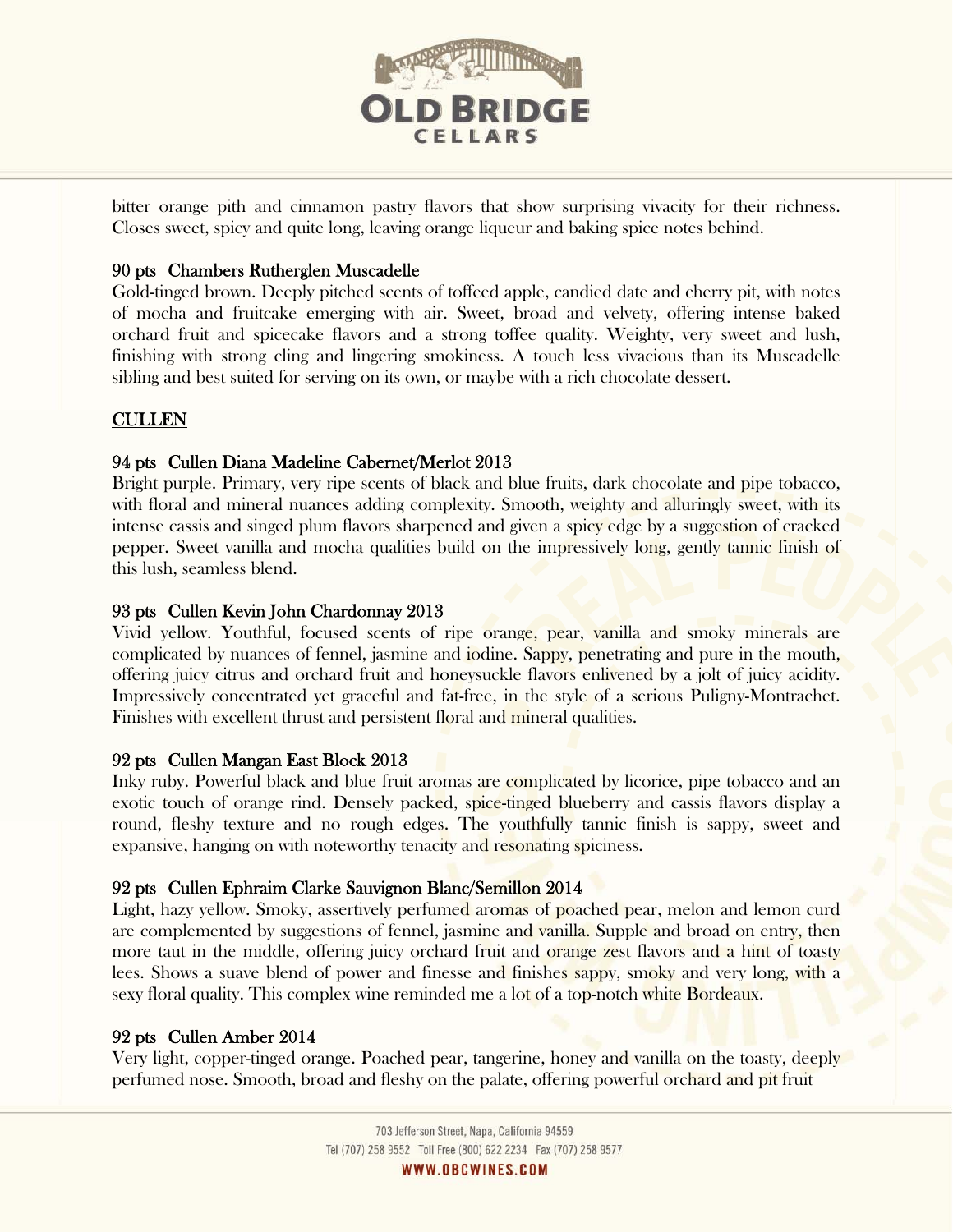bitter orange pith and cinnamon pastry flavors that show surprising vivacity for their richness. Closes sweet, spicy and quite long, leaving orange liqueur and baking spice notes behind.

### 90 pts Chambers Rutherglen Muscadelle

Gold-tinged brown. Deeply pitched scents of toffeed apple, candied date and cherry pit, with notes of mocha and fruitcake emerging with air. Sweet, broad and velvety, offering intense baked orchard fruit and spicecake flavors and a strong toffee quality. Weighty, very sweet and lush, finishing with strong cling and lingering smokiness. A touch less vivacious than its Muscadelle sibling and best suited for serving on its own, or maybe with a rich chocolate dessert.

## CULLEN

### 94 pts Cullen Diana Madeline Cabernet/Merlot 2013

Bright purple. Primary, very ripe scents of black and blue fruits, dark chocolate and pipe tobacco, with floral and mineral nuances adding complexity. Smooth, weighty and alluringly sweet, with its intense cassis and singed plum flavors sharpened and given a spicy edge by a suggestion of cracked pepper. Sweet vanilla and mocha qualities build on the impressively long, gently tannic finish of this lush, seamless blend.

### 93 pts Cullen Kevin John Chardonnay 2013

Vivid yellow. Youthful, focused scents of ripe orange, pear, vanilla and smoky minerals are complicated by nuances of fennel, jasmine and iodine. Sappy, penetrating and pure in the mouth, offering juicy citrus and orchard fruit and honeysuckle flavors enlivened by a jolt of juicy acidity. Impressively concentrated yet graceful and fat-free, in the style of a serious Puligny-Montrachet. Finishes with excellent thrust and persistent floral and mineral qualities.

### 92 pts Cullen Mangan East Block 2013

Inky ruby. Powerful black and blue fruit aromas are complicated by licorice, pipe tobacco and an exotic touch of orange rind. Densely packed, spice-tinged blueberry and cassis flavors display a round, fleshy texture and no rough edges. The youthfully tannic finish is sappy, sweet and expansive, hanging on with noteworthy tenacity and resonating spiciness.

### 92 pts Cullen Ephraim Clarke Sauvignon Blanc/Semillon 2014

Light, hazy yellow. Smoky, assertively perfumed aromas of poached pear, melon and lemon curd are complemented by suggestions of fennel, jasmine and vanilla. Supple and broad on entry, then more taut in the middle, offering juicy orchard fruit and orange zest flavors and a hint of toasty lees. Shows a suave blend of power and finesse and finishes sappy, smoky and very long, with a sexy floral quality. This complex wine reminded me a lot of a top-notch white Bordeaux.

### 92 pts Cullen Amber 2014

Very light, copper-tinged orange. Poached pear, tangerine, honey and vanilla on the toasty, deeply perfumed nose. Smooth, broad and fleshy on the palate, offering powerful orchard and pit fruit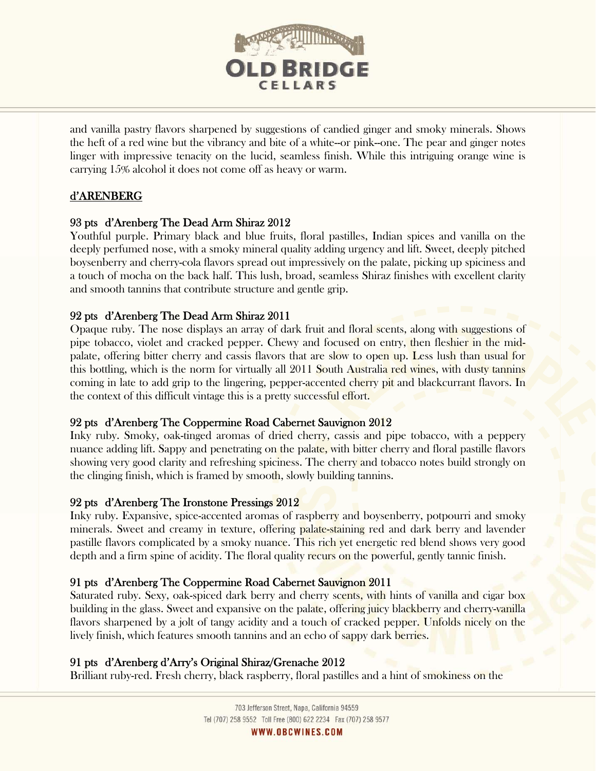and vanilla pastry flavors sharpened by suggestions of candied ginger and smoky minerals. Shows the heft of a red wine but the vibrancy and bite of a white--or pink--one. The pear and ginger notes linger with impressive tenacity on the lucid, seamless finish. While this intriguing orange wine is carrying 15% alcohol it does not come off as heavy or warm.

## d'ARENBERG

### 93 pts d'Arenberg The Dead Arm Shiraz 2012

Youthful purple. Primary black and blue fruits, floral pastilles, Indian spices and vanilla on the deeply perfumed nose, with a smoky mineral quality adding urgency and lift. Sweet, deeply pitched boysenberry and cherry-cola flavors spread out impressively on the palate, picking up spiciness and a touch of mocha on the back half. This lush, broad, seamless Shiraz finishes with excellent clarity and smooth tannins that contribute structure and gentle grip.

### 92 pts d'Arenberg The Dead Arm Shiraz 2011

Opaque ruby. The nose displays an array of dark fruit and floral scents, along with suggestions of pipe tobacco, violet and cracked pepper. Chewy and focused on entry, then fleshier in the mid-palate, offering bitter cherry and cassis flavors that are slow to open up. Less lush than usual for this bottling, which is the norm for virtually all 2011 South Australia red wines, with dusty tannins coming in late to add grip to the lingering, pepper-accented cherry pit and blackcurrant flavors. In the context of this difficult vintage this is a pretty successful effort.

### 92 pts d'Arenberg The Coppermine Road Cabernet Sauvignon 2012

Inky ruby. Smoky, oak-tinged aromas of dried cherry, cassis and pipe tobacco, with a peppery nuance adding lift. Sappy and penetrating on the palate, with bitter cherry and floral pastille flavors showing very good clarity and refreshing spiciness. The cherry and tobacco notes build strongly on the clinging finish, which is framed by smooth, slowly building tannins.

### 92 pts d'Arenberg The Ironstone Pressings 2012

Inky ruby. Expansive, spice-accented aromas of raspberry and boysenberry, potpourri and smoky minerals. Sweet and creamy in texture, offering palate-staining red and dark berry and lavender pastille flavors complicated by a smoky nuance. This rich yet energetic red blend shows very good depth and a firm spine of acidity. The floral quality recurs on the powerful, gently tannic finish.

### 91 pts d'Arenberg The Coppermine Road Cabernet Sauvignon 2011

Saturated ruby. Sexy, oak-spiced dark berry and cherry scents, with hints of vanilla and cigar box building in the glass. Sweet and expansive on the palate, offering juicy blackberry and cherry-vanilla flavors sharpened by a jolt of tangy acidity and a touch of cracked pepper. Unfolds nicely on the lively finish, which features smooth tannins and an echo of sappy dark berries.

### 91 pts d'Arenberg d'Arry's Original Shiraz/Grenache 2012

Brilliant ruby-red. Fresh cherry, black raspberry, floral pastilles and a hint of smokiness on the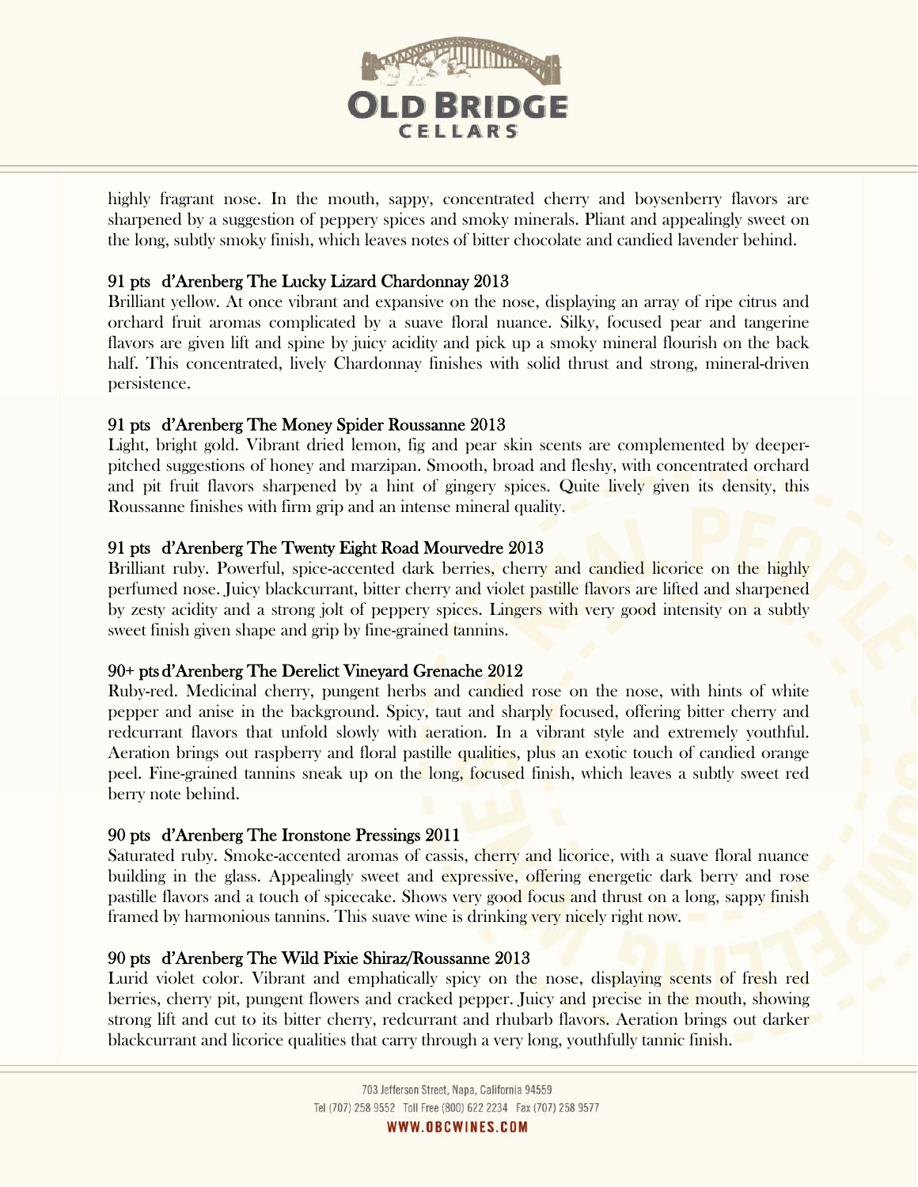highly fragrant nose. In the mouth, sappy, concentrated cherry and boysenberry flavors are sharpened by a suggestion of peppery spices and smoky minerals. Pliant and appealingly sweet on the long, subtly smoky finish, which leaves notes of bitter chocolate and candied lavender behind.

### 91 pts d'Arenberg The Lucky Lizard Chardonnay 2013

Brilliant yellow. At once vibrant and expansive on the nose, displaying an array of ripe citrus and orchard fruit aromas complicated by a suave floral nuance. Silky, focused pear and tangerine flavors are given lift and spine by juicy acidity and pick up a smoky mineral flourish on the back half. This concentrated, lively Chardonnay finishes with solid thrust and strong, mineral-driven persistence.

### 91 pts d'Arenberg The Money Spider Roussanne 2013

Light, bright gold. Vibrant dried lemon, fig and pear skin scents are complemented by deeper-pitched suggestions of honey and marzipan. Smooth, broad and fleshy, with concentrated orchard and pit fruit flavors sharpened by a hint of gingery spices. Quite lively given its density, this Roussanne finishes with firm grip and an intense mineral quality.

### 91 pts d'Arenberg The Twenty Eight Road Mourvedre 2013

Brilliant ruby. Powerful, spice-accented dark berries, cherry and candied licorice on the highly perfumed nose. Juicy blackcurrant, bitter cherry and violet pastille flavors are lifted and sharpened by zesty acidity and a strong jolt of peppery spices. Lingers with very good intensity on a subtly sweet finish given shape and grip by fine-grained tannins.

### 90+ pts d'Arenberg The Derelict Vineyard Grenache 2012

Ruby-red. Medicinal cherry, pungent herbs and candied rose on the nose, with hints of white pepper and anise in the background. Spicy, taut and sharply focused, offering bitter cherry and redcurrant flavors that unfold slowly with aeration. In a vibrant style and extremely youthful. Aeration brings out raspberry and floral pastille qualities, plus an exotic touch of candied orange peel. Fine-grained tannins sneak up on the long, focused finish, which leaves a subtly sweet red berry note behind.

### 90 pts d'Arenberg The Ironstone Pressings 2011

Saturated ruby. Smoke-accented aromas of cassis, cherry and licorice, with a suave floral nuance building in the glass. Appealingly sweet and expressive, offering energetic dark berry and rose pastille flavors and a touch of spicecake. Shows very good focus and thrust on a long, sappy finish framed by harmonious tannins. This suave wine is drinking very nicely right now.

### 90 pts d'Arenberg The Wild Pixie Shiraz/Roussanne 2013

Lurid violet color. Vibrant and emphatically spicy on the nose, displaying scents of fresh red berries, cherry pit, pungent flowers and cracked pepper. Juicy and precise in the mouth, showing strong lift and cut to its bitter cherry, redcurrant and rhubarb flavors. Aeration brings out darker blackcurrant and licorice qualities that carry through a very long, youthfully tannic finish.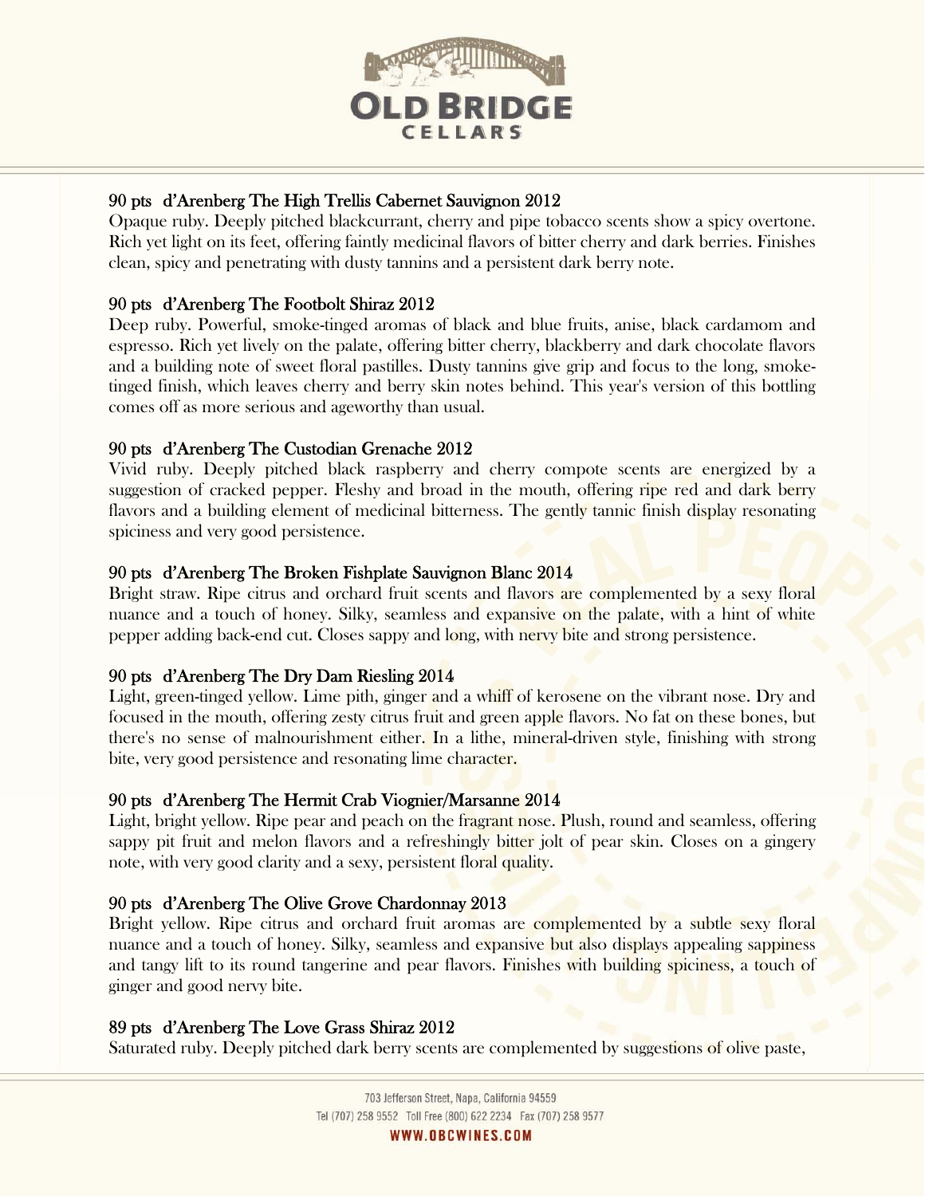### 90 pts d'Arenberg The High Trellis Cabernet Sauvignon 2012

Opaque ruby. Deeply pitched blackcurrant, cherry and pipe tobacco scents show a spicy overtone. Rich yet light on its feet, offering faintly medicinal flavors of bitter cherry and dark berries. Finishes clean, spicy and penetrating with dusty tannins and a persistent dark berry note.

### 90 pts d'Arenberg The Footbolt Shiraz 2012

Deep ruby. Powerful, smoke-tinged aromas of black and blue fruits, anise, black cardamom and espresso. Rich yet lively on the palate, offering bitter cherry, blackberry and dark chocolate flavors and a building note of sweet floral pastilles. Dusty tannins give grip and focus to the long, smoke-tinged finish, which leaves cherry and berry skin notes behind. This year's version of this bottling comes off as more serious and ageworthy than usual.

### 90 pts d'Arenberg The Custodian Grenache 2012

Vivid ruby. Deeply pitched black raspberry and cherry compote scents are energized by a suggestion of cracked pepper. Fleshy and broad in the mouth, offering ripe red and dark berry flavors and a building element of medicinal bitterness. The gently tannic finish display resonating spiciness and very good persistence.

### 90 pts d'Arenberg The Broken Fishplate Sauvignon Blanc 2014

Bright straw. Ripe citrus and orchard fruit scents and flavors are complemented by a sexy floral nuance and a touch of honey. Silky, seamless and expansive on the palate, with a hint of white pepper adding back-end cut. Closes sappy and long, with nervy bite and strong persistence.

### 90 pts d'Arenberg The Dry Dam Riesling 2014

Light, green-tinged yellow. Lime pith, ginger and a whiff of kerosene on the vibrant nose. Dry and focused in the mouth, offering zesty citrus fruit and green apple flavors. No fat on these bones, but there's no sense of malnourishment either. In a lithe, mineral-driven style, finishing with strong bite, very good persistence and resonating lime character.

### 90 pts d'Arenberg The Hermit Crab Viognier/Marsanne 2014

Light, bright yellow. Ripe pear and peach on the fragrant nose. Plush, round and seamless, offering sappy pit fruit and melon flavors and a refreshingly bitter jolt of pear skin. Closes on a gingery note, with very good clarity and a sexy, persistent floral quality.

### 90 pts d'Arenberg The Olive Grove Chardonnay 2013

Bright yellow. Ripe citrus and orchard fruit aromas are complemented by a subtle sexy floral nuance and a touch of honey. Silky, seamless and expansive but also displays appealing sappiness and tangy lift to its round tangerine and pear flavors. Finishes with building spiciness, a touch of ginger and good nervy bite.

### 89 pts d'Arenberg The Love Grass Shiraz 2012

Saturated ruby. Deeply pitched dark berry scents are complemented by suggestions of olive paste,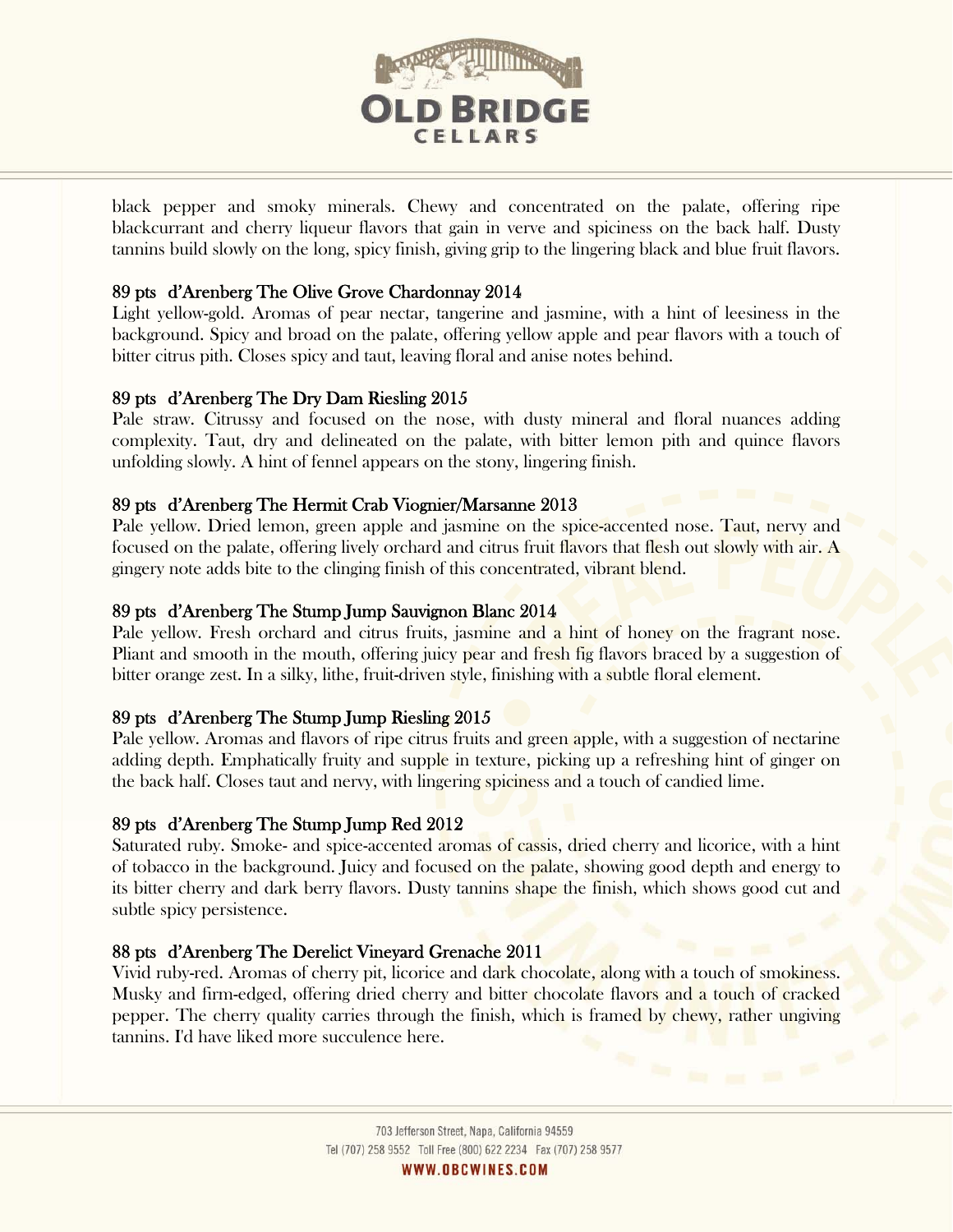black pepper and smoky minerals. Chewy and concentrated on the palate, offering ripe blackcurrant and cherry liqueur flavors that gain in verve and spiciness on the back half. Dusty tannins build slowly on the long, spicy finish, giving grip to the lingering black and blue fruit flavors.

### 89 pts d'Arenberg The Olive Grove Chardonnay 2014

Light yellow-gold. Aromas of pear nectar, tangerine and jasmine, with a hint of leesiness in the background. Spicy and broad on the palate, offering yellow apple and pear flavors with a touch of bitter citrus pith. Closes spicy and taut, leaving floral and anise notes behind.

### 89 pts d'Arenberg The Dry Dam Riesling 2015

Pale straw. Citrussy and focused on the nose, with dusty mineral and floral nuances adding complexity. Taut, dry and delineated on the palate, with bitter lemon pith and quince flavors unfolding slowly. A hint of fennel appears on the stony, lingering finish.

### 89 pts d'Arenberg The Hermit Crab Viognier/Marsanne 2013

Pale yellow. Dried lemon, green apple and jasmine on the spice-accented nose. Taut, nervy and focused on the palate, offering lively orchard and citrus fruit flavors that flesh out slowly with air. A gingery note adds bite to the clinging finish of this concentrated, vibrant blend.

### 89 pts d'Arenberg The Stump Jump Sauvignon Blanc 2014

Pale yellow. Fresh orchard and citrus fruits, jasmine and a hint of honey on the fragrant nose. Pliant and smooth in the mouth, offering juicy pear and fresh fig flavors braced by a suggestion of bitter orange zest. In a silky, lithe, fruit-driven style, finishing with a subtle floral element.

### 89 pts d'Arenberg The Stump Jump Riesling 2015

Pale yellow. Aromas and flavors of ripe citrus fruits and green apple, with a suggestion of nectarine adding depth. Emphatically fruity and supple in texture, picking up a refreshing hint of ginger on the back half. Closes taut and nervy, with lingering spiciness and a touch of candied lime.

### 89 pts d'Arenberg The Stump Jump Red 2012

Saturated ruby. Smoke- and spice-accented aromas of cassis, dried cherry and licorice, with a hint of tobacco in the background. Juicy and focused on the palate, showing good depth and energy to its bitter cherry and dark berry flavors. Dusty tannins shape the finish, which shows good cut and subtle spicy persistence.

### 88 pts d'Arenberg The Derelict Vineyard Grenache 2011

Vivid ruby-red. Aromas of cherry pit, licorice and dark chocolate, along with a touch of smokiness. Musky and firm-edged, offering dried cherry and bitter chocolate flavors and a touch of cracked pepper. The cherry quality carries through the finish, which is framed by chewy, rather ungiving tannins. I'd have liked more succulence here.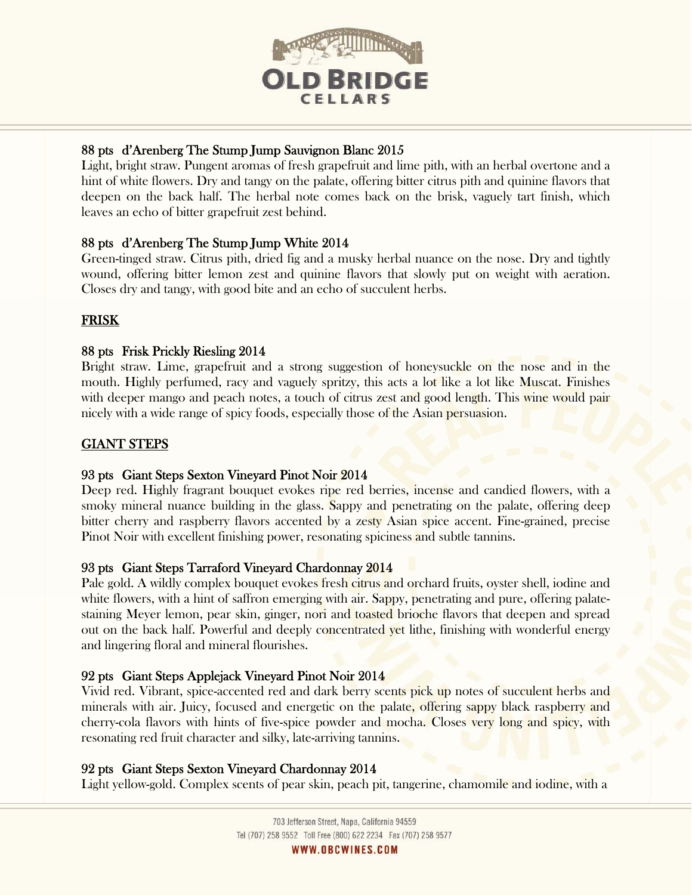**88 pts d'Arenberg The Stump Jump Sauvignon Blanc 2015**

Light, bright straw. Pungent aromas of fresh grapefruit and lime pith, with an herbal overtone and a hint of white flowers. Dry and tangy on the palate, offering bitter citrus pith and quinine flavors that deepen on the back half. The herbal note comes back on the brisk, vaguely tart finish, which leaves an echo of bitter grapefruit zest behind.

**88 pts d'Arenberg The Stump Jump White 2014**

Green-tinged straw. Citrus pith, dried fig and a musky herbal nuance on the nose. Dry and tightly wound, offering bitter lemon zest and quinine flavors that slowly put on weight with aeration. Closes dry and tangy, with good bite and an echo of succulent herbs.

## FRISK

**88 pts Frisk Prickly Riesling 2014**

Bright straw. Lime, grapefruit and a strong suggestion of honeysuckle on the nose and in the mouth. Highly perfumed, racy and vaguely spritzy, this acts a lot like a lot like Muscat. Finishes with deeper mango and peach notes, a touch of citrus zest and good length. This wine would pair nicely with a wide range of spicy foods, especially those of the Asian persuasion.

## GIANT STEPS

**93 pts Giant Steps Sexton Vineyard Pinot Noir 2014**

Deep red. Highly fragrant bouquet evokes ripe red berries, incense and candied flowers, with a smoky mineral nuance building in the glass. Sappy and penetrating on the palate, offering deep bitter cherry and raspberry flavors accented by a zesty Asian spice accent. Fine-grained, precise Pinot Noir with excellent finishing power, resonating spiciness and subtle tannins.

**93 pts Giant Steps Tarraford Vineyard Chardonnay 2014**

Pale gold. A wildly complex bouquet evokes fresh citrus and orchard fruits, oyster shell, iodine and white flowers, with a hint of saffron emerging with air. Sappy, penetrating and pure, offering palate-staining Meyer lemon, pear skin, ginger, nori and toasted brioche flavors that deepen and spread out on the back half. Powerful and deeply concentrated yet lithe, finishing with wonderful energy and lingering floral and mineral flourishes.

**92 pts Giant Steps Applejack Vineyard Pinot Noir 2014**

Vivid red. Vibrant, spice-accented red and dark berry scents pick up notes of succulent herbs and minerals with air. Juicy, focused and energetic on the palate, offering sappy black raspberry and cherry-cola flavors with hints of five-spice powder and mocha. Closes very long and spicy, with resonating red fruit character and silky, late-arriving tannins.

**92 pts Giant Steps Sexton Vineyard Chardonnay 2014**

Light yellow-gold. Complex scents of pear skin, peach pit, tangerine, chamomile and iodine, with a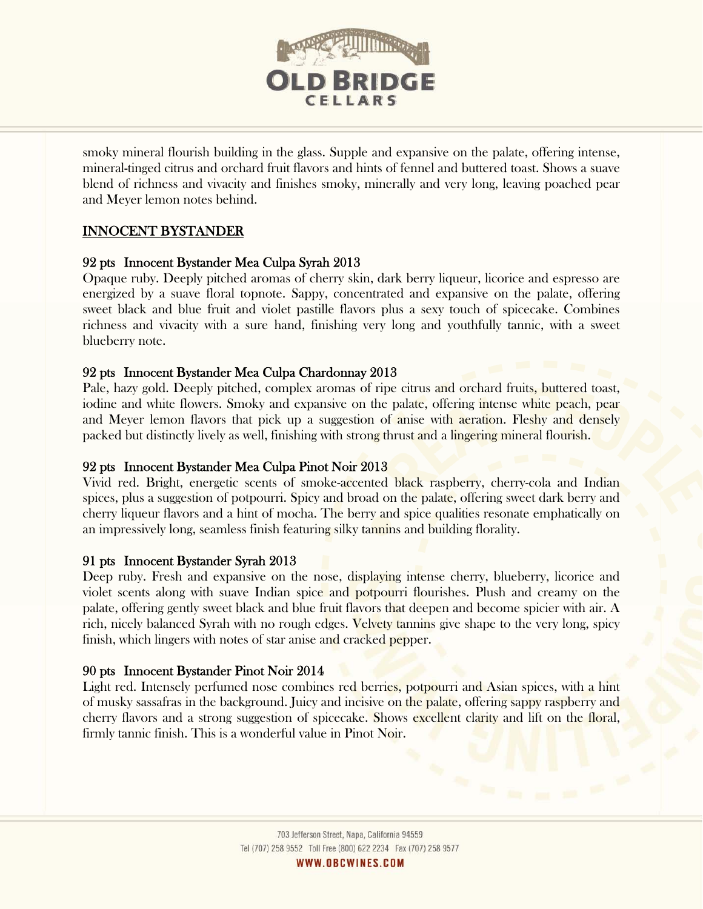smoky mineral flourish building in the glass. Supple and expansive on the palate, offering intense, mineral-tinged citrus and orchard fruit flavors and hints of fennel and buttered toast. Shows a suave blend of richness and vivacity and finishes smoky, minerally and very long, leaving poached pear and Meyer lemon notes behind.

## INNOCENT BYSTANDER

### 92 pts Innocent Bystander Mea Culpa Syrah 2013

Opaque ruby. Deeply pitched aromas of cherry skin, dark berry liqueur, licorice and espresso are energized by a suave floral topnote. Sappy, concentrated and expansive on the palate, offering sweet black and blue fruit and violet pastille flavors plus a sexy touch of spicecake. Combines richness and vivacity with a sure hand, finishing very long and youthfully tannic, with a sweet blueberry note.

### 92 pts Innocent Bystander Mea Culpa Chardonnay 2013

Pale, hazy gold. Deeply pitched, complex aromas of ripe citrus and orchard fruits, buttered toast, iodine and white flowers. Smoky and expansive on the palate, offering intense white peach, pear and Meyer lemon flavors that pick up a suggestion of anise with aeration. Fleshy and densely packed but distinctly lively as well, finishing with strong thrust and a lingering mineral flourish.

### 92 pts Innocent Bystander Mea Culpa Pinot Noir 2013

Vivid red. Bright, energetic scents of smoke-accented black raspberry, cherry-cola and Indian spices, plus a suggestion of potpourri. Spicy and broad on the palate, offering sweet dark berry and cherry liqueur flavors and a hint of mocha. The berry and spice qualities resonate emphatically on an impressively long, seamless finish featuring silky tannins and building florality.

### 91 pts Innocent Bystander Syrah 2013

Deep ruby. Fresh and expansive on the nose, displaying intense cherry, blueberry, licorice and violet scents along with suave Indian spice and potpourri flourishes. Plush and creamy on the palate, offering gently sweet black and blue fruit flavors that deepen and become spicier with air. A rich, nicely balanced Syrah with no rough edges. Velvety tannins give shape to the very long, spicy finish, which lingers with notes of star anise and cracked pepper.

### 90 pts Innocent Bystander Pinot Noir 2014

Light red. Intensely perfumed nose combines red berries, potpourri and Asian spices, with a hint of musky sassafras in the background. Juicy and incisive on the palate, offering sappy raspberry and cherry flavors and a strong suggestion of spicecake. Shows excellent clarity and lift on the floral, firmly tannic finish. This is a wonderful value in Pinot Noir.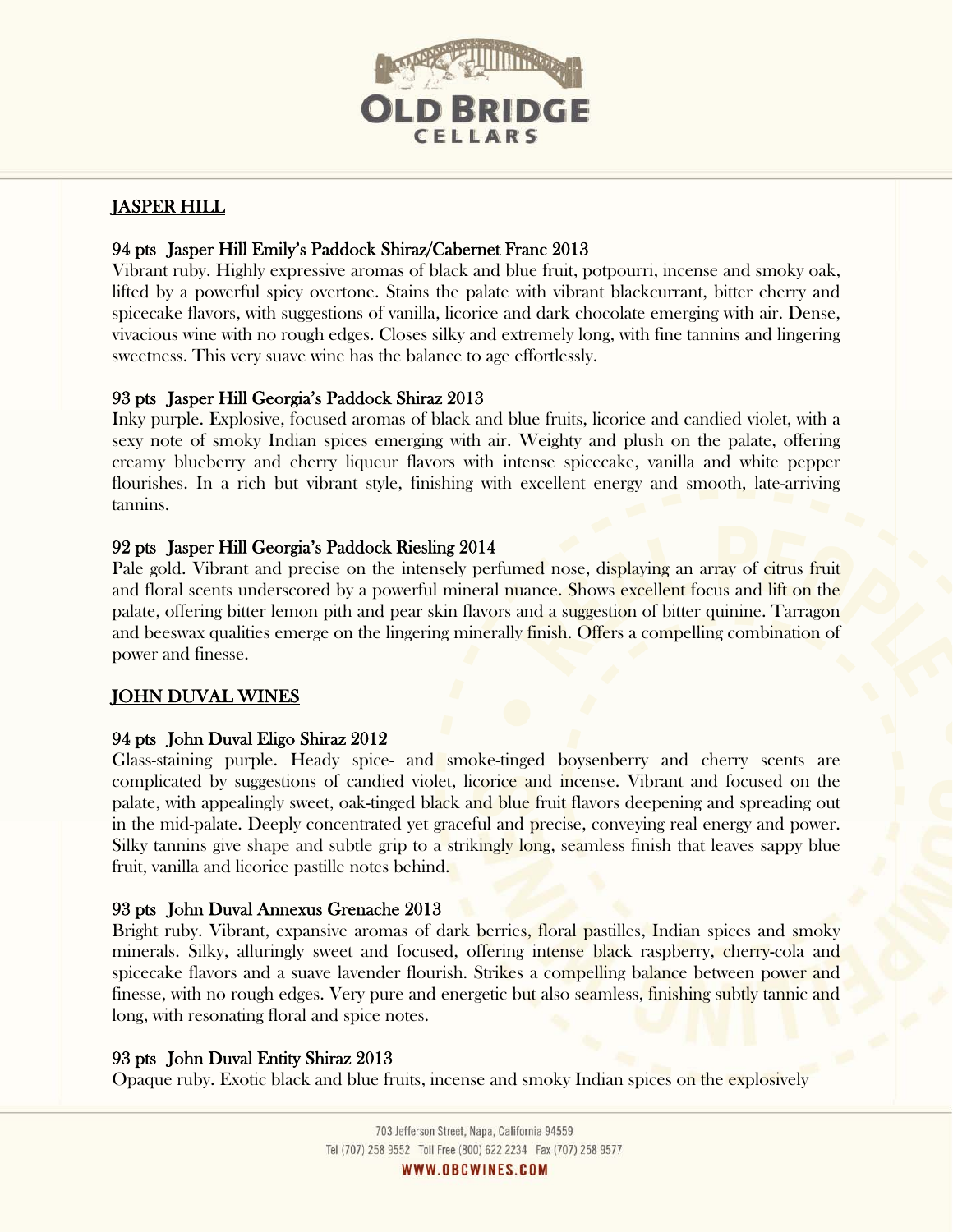## JASPER HILL

### 94 pts Jasper Hill Emily's Paddock Shiraz/Cabernet Franc 2013

Vibrant ruby. Highly expressive aromas of black and blue fruit, potpourri, incense and smoky oak, lifted by a powerful spicy overtone. Stains the palate with vibrant blackcurrant, bitter cherry and spicecake flavors, with suggestions of vanilla, licorice and dark chocolate emerging with air. Dense, vivacious wine with no rough edges. Closes silky and extremely long, with fine tannins and lingering sweetness. This very suave wine has the balance to age effortlessly.

### 93 pts Jasper Hill Georgia's Paddock Shiraz 2013

Inky purple. Explosive, focused aromas of black and blue fruits, licorice and candied violet, with a sexy note of smoky Indian spices emerging with air. Weighty and plush on the palate, offering creamy blueberry and cherry liqueur flavors with intense spicecake, vanilla and white pepper flourishes. In a rich but vibrant style, finishing with excellent energy and smooth, late-arriving tannins.

### 92 pts Jasper Hill Georgia's Paddock Riesling 2014

Pale gold. Vibrant and precise on the intensely perfumed nose, displaying an array of citrus fruit and floral scents underscored by a powerful mineral nuance. Shows excellent focus and lift on the palate, offering bitter lemon pith and pear skin flavors and a suggestion of bitter quinine. Tarragon and beeswax qualities emerge on the lingering minerally finish. Offers a compelling combination of power and finesse.

## JOHN DUVAL WINES

### 94 pts John Duval Eligo Shiraz 2012

Glass-staining purple. Heady spice- and smoke-tinged boysenberry and cherry scents are complicated by suggestions of candied violet, licorice and incense. Vibrant and focused on the palate, with appealingly sweet, oak-tinged black and blue fruit flavors deepening and spreading out in the mid-palate. Deeply concentrated yet graceful and precise, conveying real energy and power. Silky tannins give shape and subtle grip to a strikingly long, seamless finish that leaves sappy blue fruit, vanilla and licorice pastille notes behind.

### 93 pts John Duval Annexus Grenache 2013

Bright ruby. Vibrant, expansive aromas of dark berries, floral pastilles, Indian spices and smoky minerals. Silky, alluringly sweet and focused, offering intense black raspberry, cherry-cola and spicecake flavors and a suave lavender flourish. Strikes a compelling balance between power and finesse, with no rough edges. Very pure and energetic but also seamless, finishing subtly tannic and long, with resonating floral and spice notes.

### 93 pts John Duval Entity Shiraz 2013

Opaque ruby. Exotic black and blue fruits, incense and smoky Indian spices on the explosively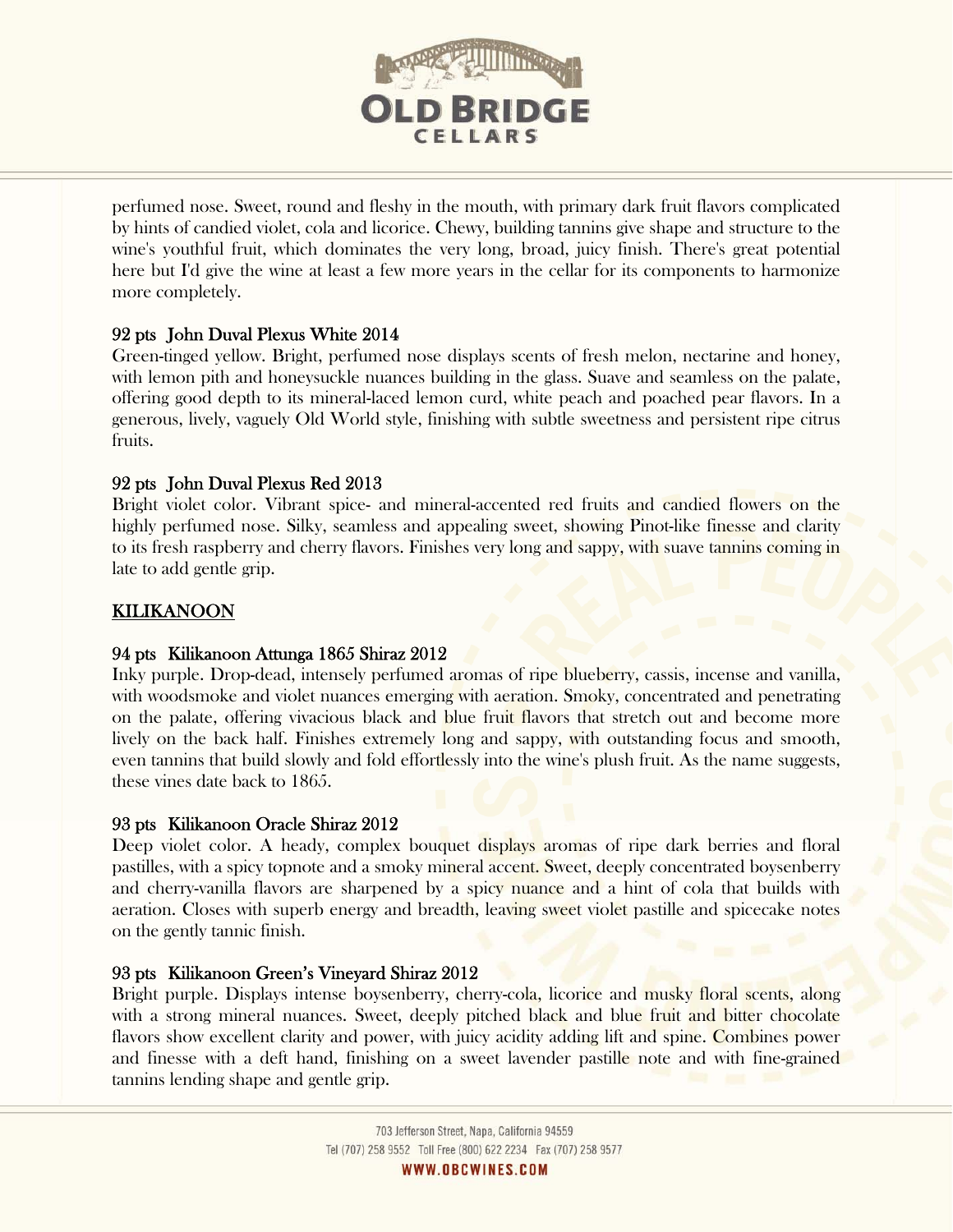perfumed nose. Sweet, round and fleshy in the mouth, with primary dark fruit flavors complicated by hints of candied violet, cola and licorice. Chewy, building tannins give shape and structure to the wine's youthful fruit, which dominates the very long, broad, juicy finish. There's great potential here but I'd give the wine at least a few more years in the cellar for its components to harmonize more completely.

92 pts John Duval Plexus White 2014
Green-tinged yellow. Bright, perfumed nose displays scents of fresh melon, nectarine and honey, with lemon pith and honeysuckle nuances building in the glass. Suave and seamless on the palate, offering good depth to its mineral-laced lemon curd, white peach and poached pear flavors. In a generous, lively, vaguely Old World style, finishing with subtle sweetness and persistent ripe citrus fruits.

92 pts John Duval Plexus Red 2013
Bright violet color. Vibrant spice- and mineral-accented red fruits and candied flowers on the highly perfumed nose. Silky, seamless and appealing sweet, showing Pinot-like finesse and clarity to its fresh raspberry and cherry flavors. Finishes very long and sappy, with suave tannins coming in late to add gentle grip.

## KILIKANOON

94 pts Kilikanoon Attunga 1865 Shiraz 2012
Inky purple. Drop-dead, intensely perfumed aromas of ripe blueberry, cassis, incense and vanilla, with woodsmoke and violet nuances emerging with aeration. Smoky, concentrated and penetrating on the palate, offering vivacious black and blue fruit flavors that stretch out and become more lively on the back half. Finishes extremely long and sappy, with outstanding focus and smooth, even tannins that build slowly and fold effortlessly into the wine's plush fruit. As the name suggests, these vines date back to 1865.

93 pts Kilikanoon Oracle Shiraz 2012
Deep violet color. A heady, complex bouquet displays aromas of ripe dark berries and floral pastilles, with a spicy topnote and a smoky mineral accent. Sweet, deeply concentrated boysenberry and cherry-vanilla flavors are sharpened by a spicy nuance and a hint of cola that builds with aeration. Closes with superb energy and breadth, leaving sweet violet pastille and spicecake notes on the gently tannic finish.

93 pts Kilikanoon Green's Vineyard Shiraz 2012
Bright purple. Displays intense boysenberry, cherry-cola, licorice and musky floral scents, along with a strong mineral nuances. Sweet, deeply pitched black and blue fruit and bitter chocolate flavors show excellent clarity and power, with juicy acidity adding lift and spine. Combines power and finesse with a deft hand, finishing on a sweet lavender pastille note and with fine-grained tannins lending shape and gentle grip.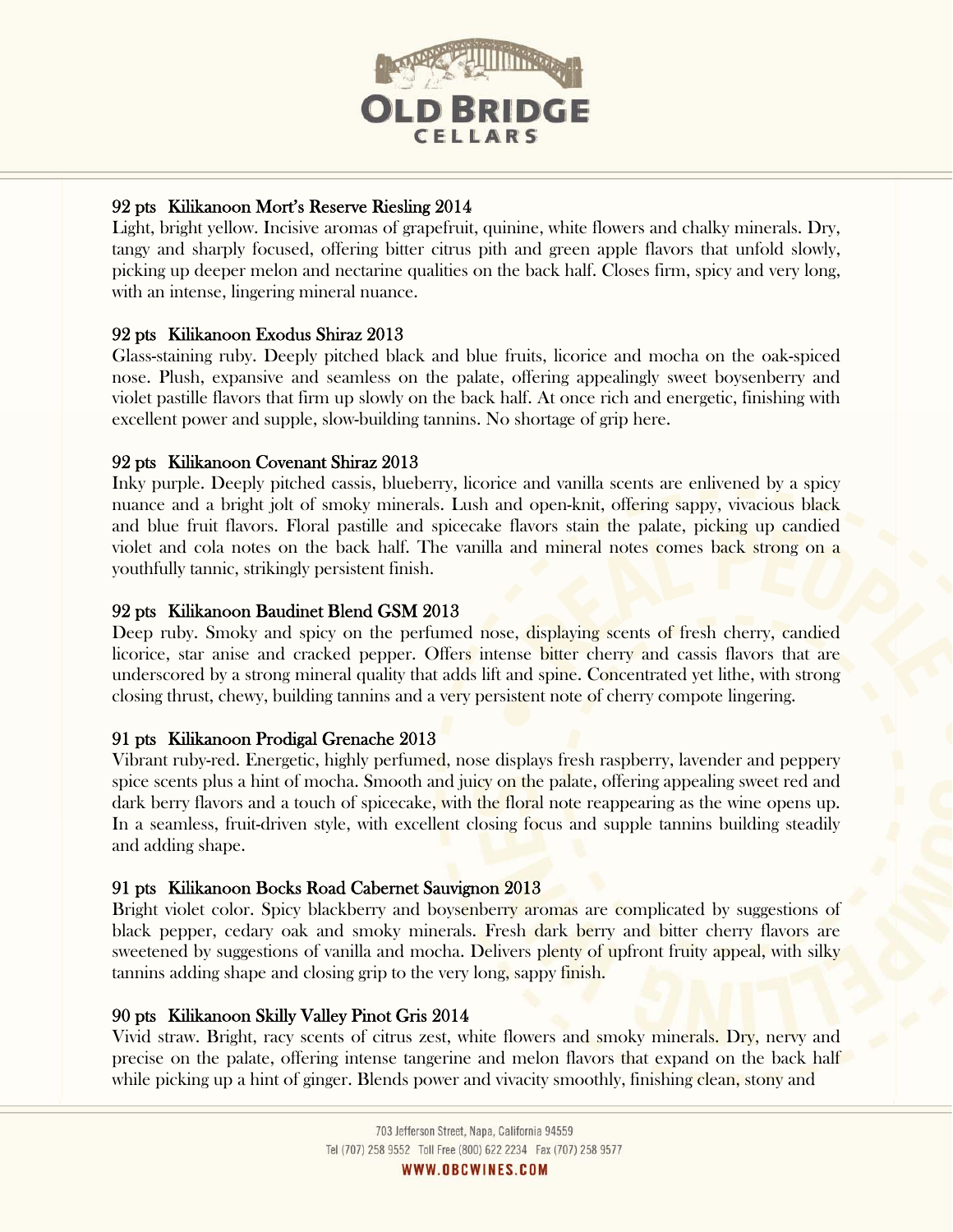### 92 pts Kilikanoon Mort's Reserve Riesling 2014

Light, bright yellow. Incisive aromas of grapefruit, quinine, white flowers and chalky minerals. Dry, tangy and sharply focused, offering bitter citrus pith and green apple flavors that unfold slowly, picking up deeper melon and nectarine qualities on the back half. Closes firm, spicy and very long, with an intense, lingering mineral nuance.

### 92 pts Kilikanoon Exodus Shiraz 2013

Glass-staining ruby. Deeply pitched black and blue fruits, licorice and mocha on the oak-spiced nose. Plush, expansive and seamless on the palate, offering appealingly sweet boysenberry and violet pastille flavors that firm up slowly on the back half. At once rich and energetic, finishing with excellent power and supple, slow-building tannins. No shortage of grip here.

### 92 pts Kilikanoon Covenant Shiraz 2013

Inky purple. Deeply pitched cassis, blueberry, licorice and vanilla scents are enlivened by a spicy nuance and a bright jolt of smoky minerals. Lush and open-knit, offering sappy, vivacious black and blue fruit flavors. Floral pastille and spicecake flavors stain the palate, picking up candied violet and cola notes on the back half. The vanilla and mineral notes comes back strong on a youthfully tannic, strikingly persistent finish.

### 92 pts Kilikanoon Baudinet Blend GSM 2013

Deep ruby. Smoky and spicy on the perfumed nose, displaying scents of fresh cherry, candied licorice, star anise and cracked pepper. Offers intense bitter cherry and cassis flavors that are underscored by a strong mineral quality that adds lift and spine. Concentrated yet lithe, with strong closing thrust, chewy, building tannins and a very persistent note of cherry compote lingering.

### 91 pts Kilikanoon Prodigal Grenache 2013

Vibrant ruby-red. Energetic, highly perfumed, nose displays fresh raspberry, lavender and peppery spice scents plus a hint of mocha. Smooth and juicy on the palate, offering appealing sweet red and dark berry flavors and a touch of spicecake, with the floral note reappearing as the wine opens up. In a seamless, fruit-driven style, with excellent closing focus and supple tannins building steadily and adding shape.

### 91 pts Kilikanoon Bocks Road Cabernet Sauvignon 2013

Bright violet color. Spicy blackberry and boysenberry aromas are complicated by suggestions of black pepper, cedary oak and smoky minerals. Fresh dark berry and bitter cherry flavors are sweetened by suggestions of vanilla and mocha. Delivers plenty of upfront fruity appeal, with silky tannins adding shape and closing grip to the very long, sappy finish.

### 90 pts Kilikanoon Skilly Valley Pinot Gris 2014

Vivid straw. Bright, racy scents of citrus zest, white flowers and smoky minerals. Dry, nervy and precise on the palate, offering intense tangerine and melon flavors that expand on the back half while picking up a hint of ginger. Blends power and vivacity smoothly, finishing clean, stony and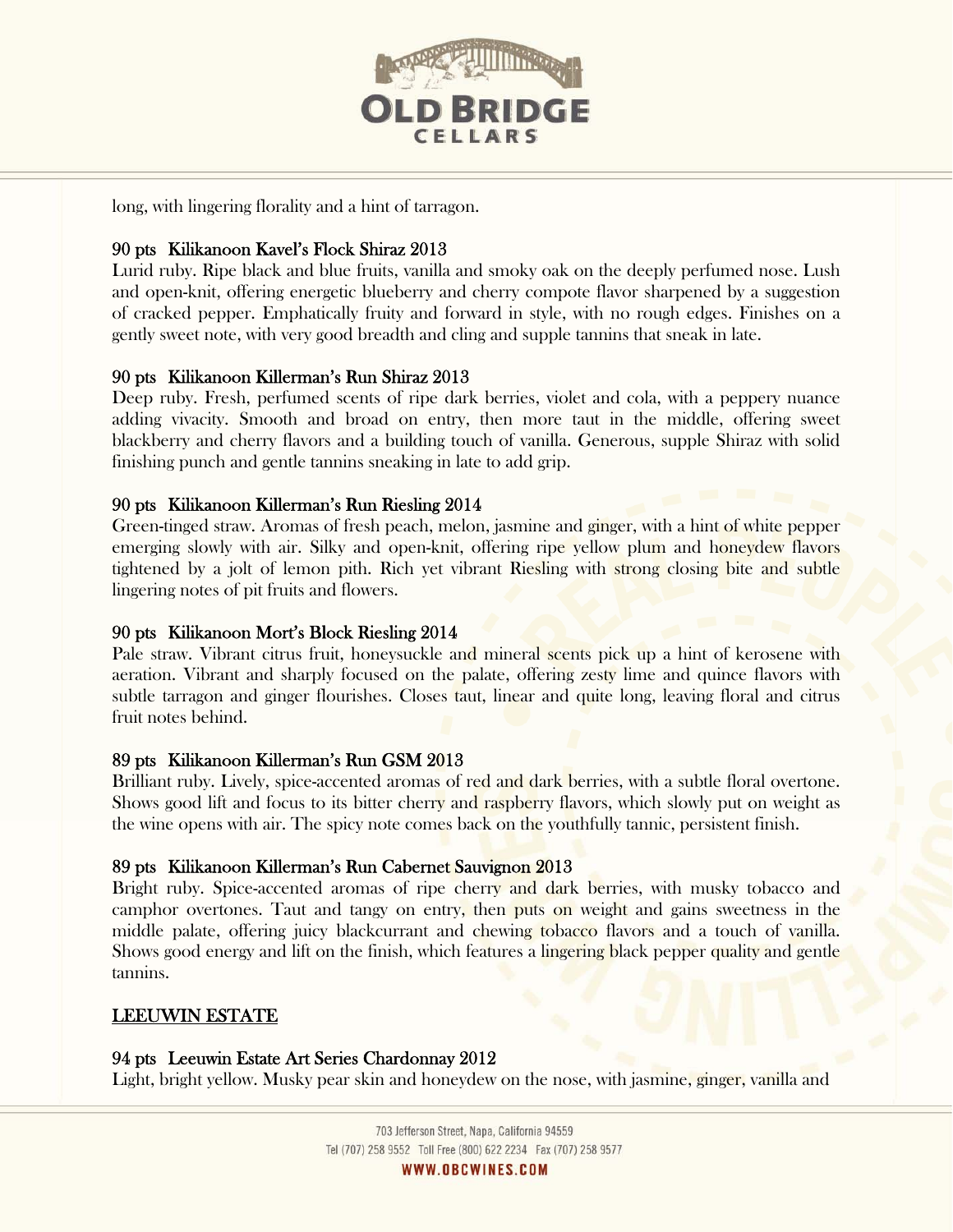long, with lingering florality and a hint of tarragon.

**90 pts Kilikanoon Kavel's Flock Shiraz 2013**
Lurid ruby. Ripe black and blue fruits, vanilla and smoky oak on the deeply perfumed nose. Lush and open-knit, offering energetic blueberry and cherry compote flavor sharpened by a suggestion of cracked pepper. Emphatically fruity and forward in style, with no rough edges. Finishes on a gently sweet note, with very good breadth and cling and supple tannins that sneak in late.

**90 pts Kilikanoon Killerman's Run Shiraz 2013**
Deep ruby. Fresh, perfumed scents of ripe dark berries, violet and cola, with a peppery nuance adding vivacity. Smooth and broad on entry, then more taut in the middle, offering sweet blackberry and cherry flavors and a building touch of vanilla. Generous, supple Shiraz with solid finishing punch and gentle tannins sneaking in late to add grip.

**90 pts Kilikanoon Killerman's Run Riesling 2014**
Green-tinged straw. Aromas of fresh peach, melon, jasmine and ginger, with a hint of white pepper emerging slowly with air. Silky and open-knit, offering ripe yellow plum and honeydew flavors tightened by a jolt of lemon pith. Rich yet vibrant Riesling with strong closing bite and subtle lingering notes of pit fruits and flowers.

**90 pts Kilikanoon Mort's Block Riesling 2014**
Pale straw. Vibrant citrus fruit, honeysuckle and mineral scents pick up a hint of kerosene with aeration. Vibrant and sharply focused on the palate, offering zesty lime and quince flavors with subtle tarragon and ginger flourishes. Closes taut, linear and quite long, leaving floral and citrus fruit notes behind.

**89 pts Kilikanoon Killerman's Run GSM 2013**
Brilliant ruby. Lively, spice-accented aromas of red and dark berries, with a subtle floral overtone. Shows good lift and focus to its bitter cherry and raspberry flavors, which slowly put on weight as the wine opens with air. The spicy note comes back on the youthfully tannic, persistent finish.

**89 pts Kilikanoon Killerman's Run Cabernet Sauvignon 2013**
Bright ruby. Spice-accented aromas of ripe cherry and dark berries, with musky tobacco and camphor overtones. Taut and tangy on entry, then puts on weight and gains sweetness in the middle palate, offering juicy blackcurrant and chewing tobacco flavors and a touch of vanilla. Shows good energy and lift on the finish, which features a lingering black pepper quality and gentle tannins.

## LEEUWIN ESTATE

**94 pts Leeuwin Estate Art Series Chardonnay 2012**
Light, bright yellow. Musky pear skin and honeydew on the nose, with jasmine, ginger, vanilla and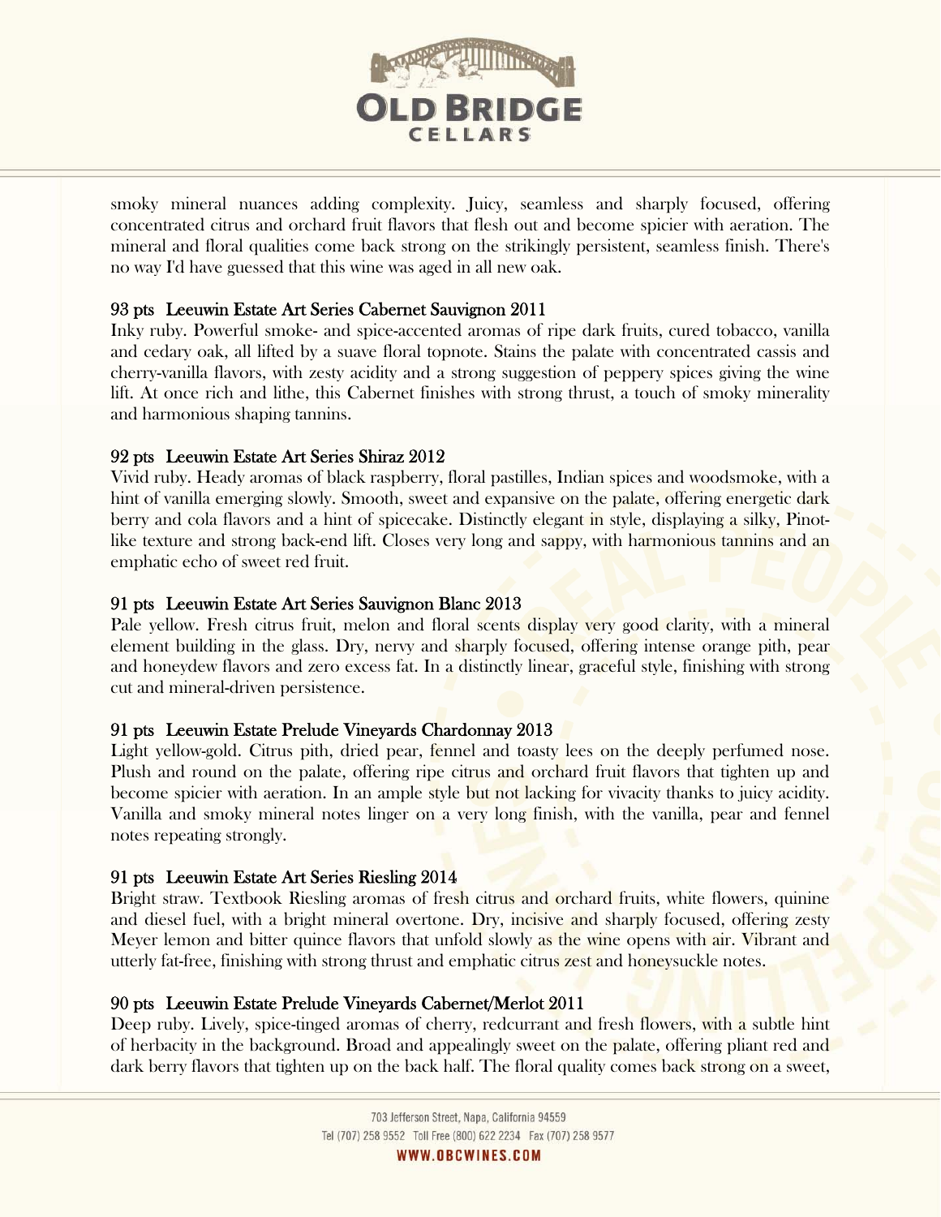smoky mineral nuances adding complexity. Juicy, seamless and sharply focused, offering concentrated citrus and orchard fruit flavors that flesh out and become spicier with aeration. The mineral and floral qualities come back strong on the strikingly persistent, seamless finish. There's no way I'd have guessed that this wine was aged in all new oak.

93 pts Leeuwin Estate Art Series Cabernet Sauvignon 2011
Inky ruby. Powerful smoke- and spice-accented aromas of ripe dark fruits, cured tobacco, vanilla and cedary oak, all lifted by a suave floral topnote. Stains the palate with concentrated cassis and cherry-vanilla flavors, with zesty acidity and a strong suggestion of peppery spices giving the wine lift. At once rich and lithe, this Cabernet finishes with strong thrust, a touch of smoky minerality and harmonious shaping tannins.

92 pts Leeuwin Estate Art Series Shiraz 2012
Vivid ruby. Heady aromas of black raspberry, floral pastilles, Indian spices and woodsmoke, with a hint of vanilla emerging slowly. Smooth, sweet and expansive on the palate, offering energetic dark berry and cola flavors and a hint of spicecake. Distinctly elegant in style, displaying a silky, Pinot-like texture and strong back-end lift. Closes very long and sappy, with harmonious tannins and an emphatic echo of sweet red fruit.

91 pts Leeuwin Estate Art Series Sauvignon Blanc 2013
Pale yellow. Fresh citrus fruit, melon and floral scents display very good clarity, with a mineral element building in the glass. Dry, nervy and sharply focused, offering intense orange pith, pear and honeydew flavors and zero excess fat. In a distinctly linear, graceful style, finishing with strong cut and mineral-driven persistence.

91 pts Leeuwin Estate Prelude Vineyards Chardonnay 2013
Light yellow-gold. Citrus pith, dried pear, fennel and toasty lees on the deeply perfumed nose. Plush and round on the palate, offering ripe citrus and orchard fruit flavors that tighten up and become spicier with aeration. In an ample style but not lacking for vivacity thanks to juicy acidity. Vanilla and smoky mineral notes linger on a very long finish, with the vanilla, pear and fennel notes repeating strongly.

91 pts Leeuwin Estate Art Series Riesling 2014
Bright straw. Textbook Riesling aromas of fresh citrus and orchard fruits, white flowers, quinine and diesel fuel, with a bright mineral overtone. Dry, incisive and sharply focused, offering zesty Meyer lemon and bitter quince flavors that unfold slowly as the wine opens with air. Vibrant and utterly fat-free, finishing with strong thrust and emphatic citrus zest and honeysuckle notes.

90 pts Leeuwin Estate Prelude Vineyards Cabernet/Merlot 2011
Deep ruby. Lively, spice-tinged aromas of cherry, redcurrant and fresh flowers, with a subtle hint of herbacity in the background. Broad and appealingly sweet on the palate, offering pliant red and dark berry flavors that tighten up on the back half. The floral quality comes back strong on a sweet,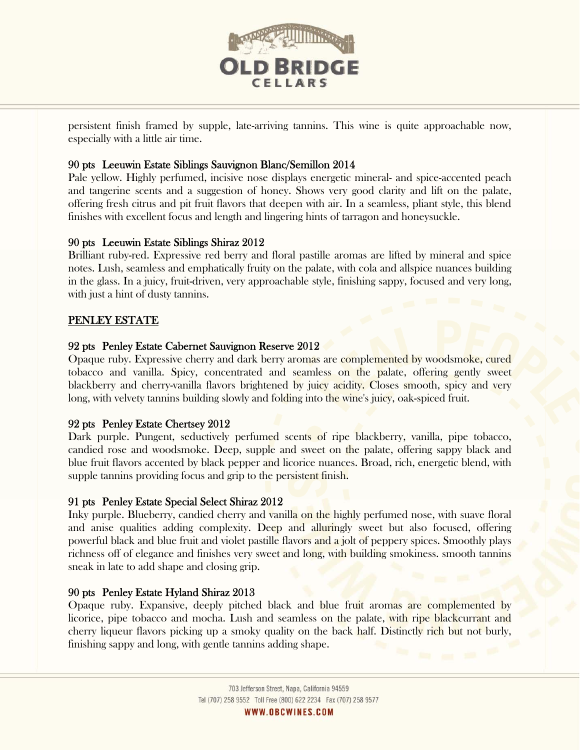persistent finish framed by supple, late-arriving tannins. This wine is quite approachable now, especially with a little air time.

### 90 pts Leeuwin Estate Siblings Sauvignon Blanc/Semillon 2014

Pale yellow. Highly perfumed, incisive nose displays energetic mineral- and spice-accented peach and tangerine scents and a suggestion of honey. Shows very good clarity and lift on the palate, offering fresh citrus and pit fruit flavors that deepen with air. In a seamless, pliant style, this blend finishes with excellent focus and length and lingering hints of tarragon and honeysuckle.

### 90 pts Leeuwin Estate Siblings Shiraz 2012

Brilliant ruby-red. Expressive red berry and floral pastille aromas are lifted by mineral and spice notes. Lush, seamless and emphatically fruity on the palate, with cola and allspice nuances building in the glass. In a juicy, fruit-driven, very approachable style, finishing sappy, focused and very long, with just a hint of dusty tannins.

## PENLEY ESTATE

### 92 pts Penley Estate Cabernet Sauvignon Reserve 2012

Opaque ruby. Expressive cherry and dark berry aromas are complemented by woodsmoke, cured tobacco and vanilla. Spicy, concentrated and seamless on the palate, offering gently sweet blackberry and cherry-vanilla flavors brightened by juicy acidity. Closes smooth, spicy and very long, with velvety tannins building slowly and folding into the wine's juicy, oak-spiced fruit.

### 92 pts Penley Estate Chertsey 2012

Dark purple. Pungent, seductively perfumed scents of ripe blackberry, vanilla, pipe tobacco, candied rose and woodsmoke. Deep, supple and sweet on the palate, offering sappy black and blue fruit flavors accented by black pepper and licorice nuances. Broad, rich, energetic blend, with supple tannins providing focus and grip to the persistent finish.

### 91 pts Penley Estate Special Select Shiraz 2012

Inky purple. Blueberry, candied cherry and vanilla on the highly perfumed nose, with suave floral and anise qualities adding complexity. Deep and alluringly sweet but also focused, offering powerful black and blue fruit and violet pastille flavors and a jolt of peppery spices. Smoothly plays richness off of elegance and finishes very sweet and long, with building smokiness. smooth tannins sneak in late to add shape and closing grip.

### 90 pts Penley Estate Hyland Shiraz 2013

Opaque ruby. Expansive, deeply pitched black and blue fruit aromas are complemented by licorice, pipe tobacco and mocha. Lush and seamless on the palate, with ripe blackcurrant and cherry liqueur flavors picking up a smoky quality on the back half. Distinctly rich but not burly, finishing sappy and long, with gentle tannins adding shape.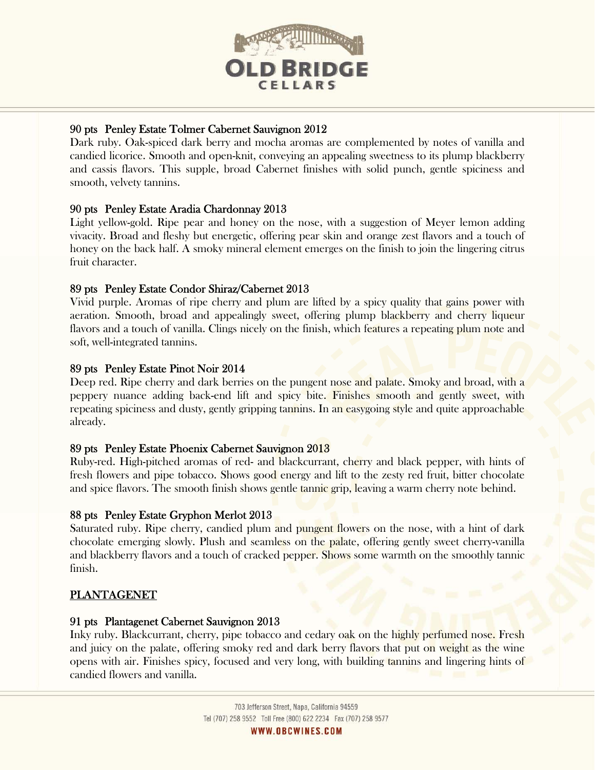### 90 pts Penley Estate Tolmer Cabernet Sauvignon 2012

Dark ruby. Oak-spiced dark berry and mocha aromas are complemented by notes of vanilla and candied licorice. Smooth and open-knit, conveying an appealing sweetness to its plump blackberry and cassis flavors. This supple, broad Cabernet finishes with solid punch, gentle spiciness and smooth, velvety tannins.

### 90 pts Penley Estate Aradia Chardonnay 2013

Light yellow-gold. Ripe pear and honey on the nose, with a suggestion of Meyer lemon adding vivacity. Broad and fleshy but energetic, offering pear skin and orange zest flavors and a touch of honey on the back half. A smoky mineral element emerges on the finish to join the lingering citrus fruit character.

### 89 pts Penley Estate Condor Shiraz/Cabernet 2013

Vivid purple. Aromas of ripe cherry and plum are lifted by a spicy quality that gains power with aeration. Smooth, broad and appealingly sweet, offering plump blackberry and cherry liqueur flavors and a touch of vanilla. Clings nicely on the finish, which features a repeating plum note and soft, well-integrated tannins.

### 89 pts Penley Estate Pinot Noir 2014

Deep red. Ripe cherry and dark berries on the pungent nose and palate. Smoky and broad, with a peppery nuance adding back-end lift and spicy bite. Finishes smooth and gently sweet, with repeating spiciness and dusty, gently gripping tannins. In an easygoing style and quite approachable already.

### 89 pts Penley Estate Phoenix Cabernet Sauvignon 2013

Ruby-red. High-pitched aromas of red- and blackcurrant, cherry and black pepper, with hints of fresh flowers and pipe tobacco. Shows good energy and lift to the zesty red fruit, bitter chocolate and spice flavors. The smooth finish shows gentle tannic grip, leaving a warm cherry note behind.

### 88 pts Penley Estate Gryphon Merlot 2013

Saturated ruby. Ripe cherry, candied plum and pungent flowers on the nose, with a hint of dark chocolate emerging slowly. Plush and seamless on the palate, offering gently sweet cherry-vanilla and blackberry flavors and a touch of cracked pepper. Shows some warmth on the smoothly tannic finish.

## PLANTAGENET

### 91 pts Plantagenet Cabernet Sauvignon 2013

Inky ruby. Blackcurrant, cherry, pipe tobacco and cedary oak on the highly perfumed nose. Fresh and juicy on the palate, offering smoky red and dark berry flavors that put on weight as the wine opens with air. Finishes spicy, focused and very long, with building tannins and lingering hints of candied flowers and vanilla.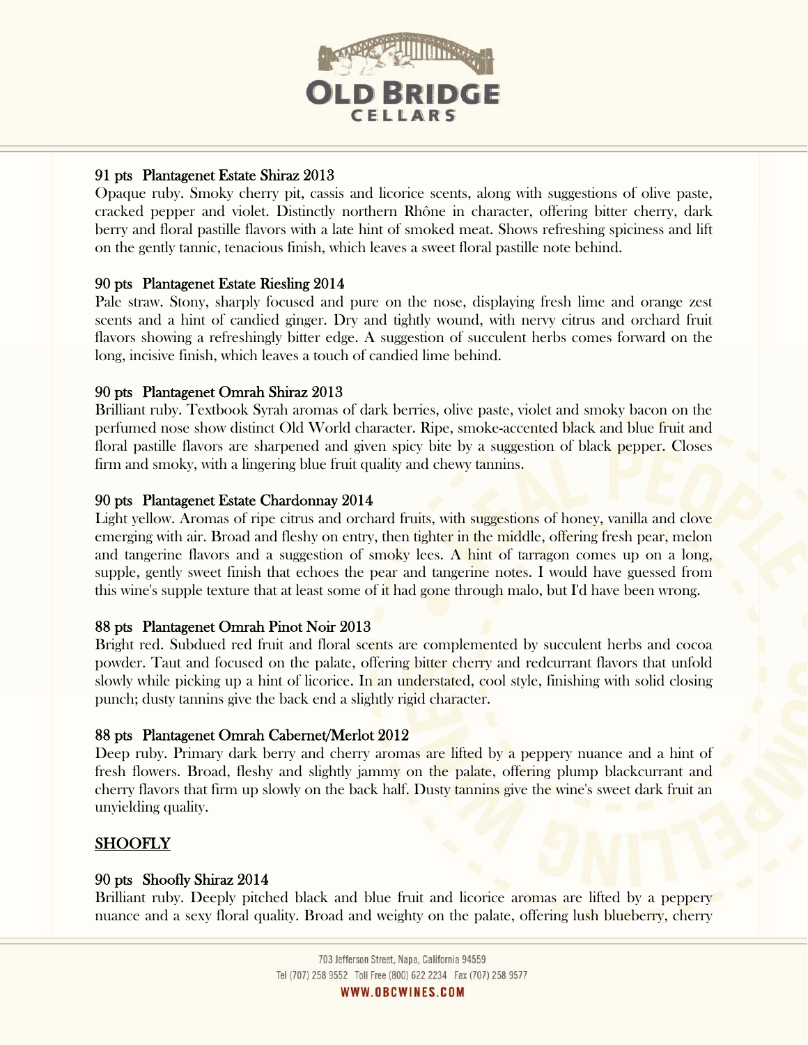**91 pts Plantagenet Estate Shiraz 2013**
Opaque ruby. Smoky cherry pit, cassis and licorice scents, along with suggestions of olive paste, cracked pepper and violet. Distinctly northern Rhône in character, offering bitter cherry, dark berry and floral pastille flavors with a late hint of smoked meat. Shows refreshing spiciness and lift on the gently tannic, tenacious finish, which leaves a sweet floral pastille note behind.

**90 pts Plantagenet Estate Riesling 2014**
Pale straw. Stony, sharply focused and pure on the nose, displaying fresh lime and orange zest scents and a hint of candied ginger. Dry and tightly wound, with nervy citrus and orchard fruit flavors showing a refreshingly bitter edge. A suggestion of succulent herbs comes forward on the long, incisive finish, which leaves a touch of candied lime behind.

**90 pts Plantagenet Omrah Shiraz 2013**
Brilliant ruby. Textbook Syrah aromas of dark berries, olive paste, violet and smoky bacon on the perfumed nose show distinct Old World character. Ripe, smoke-accented black and blue fruit and floral pastille flavors are sharpened and given spicy bite by a suggestion of black pepper. Closes firm and smoky, with a lingering blue fruit quality and chewy tannins.

**90 pts Plantagenet Estate Chardonnay 2014**
Light yellow. Aromas of ripe citrus and orchard fruits, with suggestions of honey, vanilla and clove emerging with air. Broad and fleshy on entry, then tighter in the middle, offering fresh pear, melon and tangerine flavors and a suggestion of smoky lees. A hint of tarragon comes up on a long, supple, gently sweet finish that echoes the pear and tangerine notes. I would have guessed from this wine's supple texture that at least some of it had gone through malo, but I'd have been wrong.

**88 pts Plantagenet Omrah Pinot Noir 2013**
Bright red. Subdued red fruit and floral scents are complemented by succulent herbs and cocoa powder. Taut and focused on the palate, offering bitter cherry and redcurrant flavors that unfold slowly while picking up a hint of licorice. In an understated, cool style, finishing with solid closing punch; dusty tannins give the back end a slightly rigid character.

**88 pts Plantagenet Omrah Cabernet/Merlot 2012**
Deep ruby. Primary dark berry and cherry aromas are lifted by a peppery nuance and a hint of fresh flowers. Broad, fleshy and slightly jammy on the palate, offering plump blackcurrant and cherry flavors that firm up slowly on the back half. Dusty tannins give the wine's sweet dark fruit an unyielding quality.

## SHOOFLY

**90 pts Shoofly Shiraz 2014**
Brilliant ruby. Deeply pitched black and blue fruit and licorice aromas are lifted by a peppery nuance and a sexy floral quality. Broad and weighty on the palate, offering lush blueberry, cherry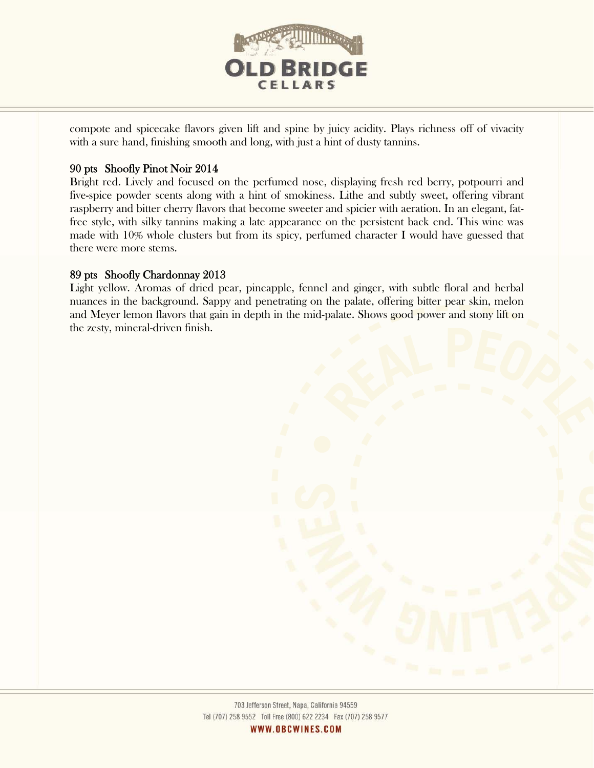compote and spicecake flavors given lift and spine by juicy acidity. Plays richness off of vivacity with a sure hand, finishing smooth and long, with just a hint of dusty tannins.

**90 pts Shoofly Pinot Noir 2014**

Bright red. Lively and focused on the perfumed nose, displaying fresh red berry, potpourri and five-spice powder scents along with a hint of smokiness. Lithe and subtly sweet, offering vibrant raspberry and bitter cherry flavors that become sweeter and spicier with aeration. In an elegant, fat-free style, with silky tannins making a late appearance on the persistent back end. This wine was made with 10% whole clusters but from its spicy, perfumed character I would have guessed that there were more stems.

**89 pts Shoofly Chardonnay 2013**

Light yellow. Aromas of dried pear, pineapple, fennel and ginger, with subtle floral and herbal nuances in the background. Sappy and penetrating on the palate, offering bitter pear skin, melon and Meyer lemon flavors that gain in depth in the mid-palate. Shows good power and stony lift on the zesty, mineral-driven finish.